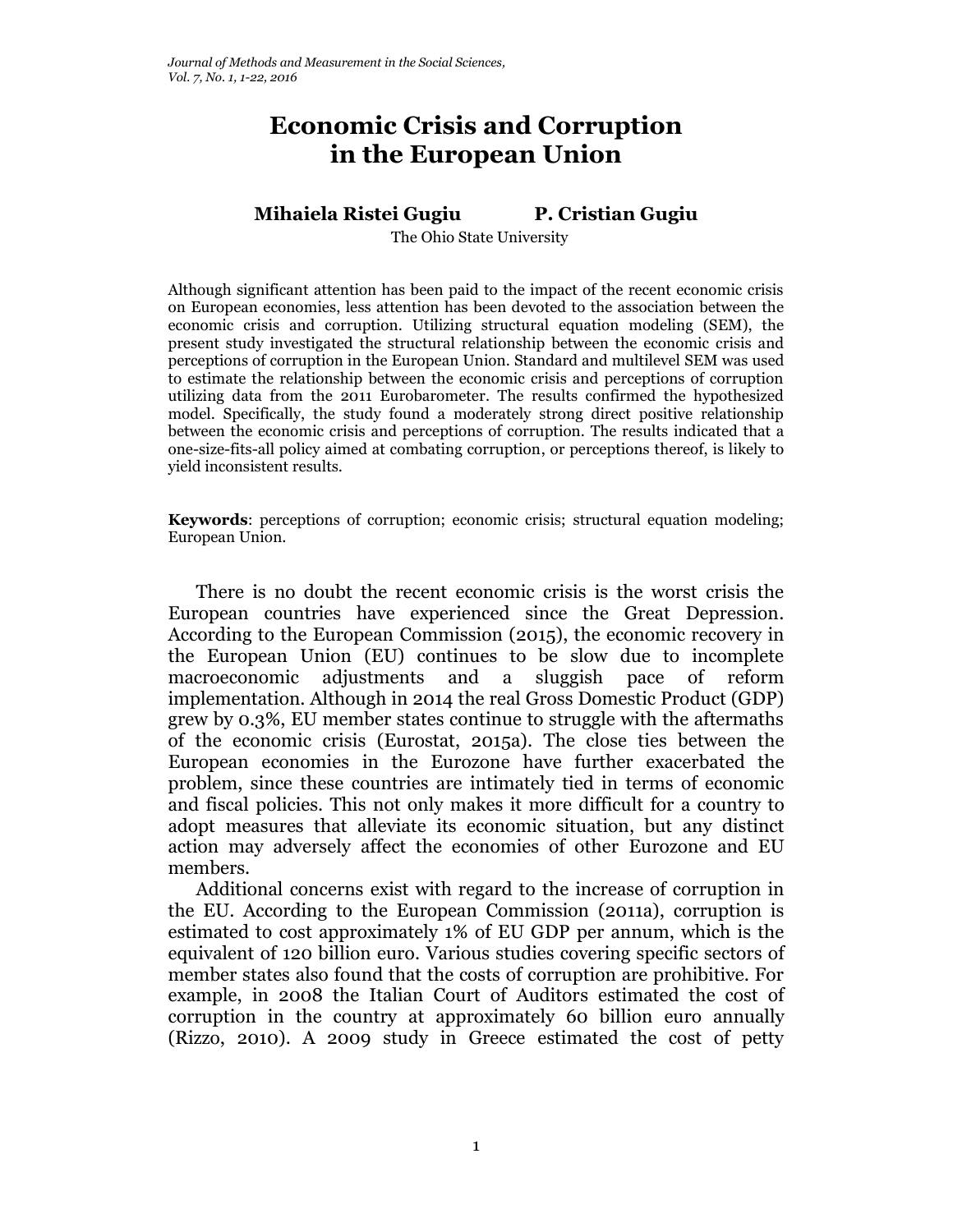# Economic Crisis and Corruption in the European Union

**Mihaiela Ristei Gugiu P. Cristian Gugiu**

The Ohio State University

Although significant attention has been paid to the impact of the recent economic crisis on European economies, less attention has been devoted to the association between the economic crisis and corruption. Utilizing structural equation modeling (SEM), the present study investigated the structural relationship between the economic crisis and perceptions of corruption in the European Union. Standard and multilevel SEM was used to estimate the relationship between the economic crisis and perceptions of corruption utilizing data from the 2011 Eurobarometer. The results confirmed the hypothesized model. Specifically, the study found a moderately strong direct positive relationship between the economic crisis and perceptions of corruption. The results indicated that a one-size-fits-all policy aimed at combating corruption, or perceptions thereof, is likely to yield inconsistent results.

**Keywords**: perceptions of corruption; economic crisis; structural equation modeling; European Union.

There is no doubt the recent economic crisis is the worst crisis the European countries have experienced since the Great Depression. According to the European Commission (2015), the economic recovery in the European Union (EU) continues to be slow due to incomplete macroeconomic adjustments and a sluggish pace of reform implementation. Although in 2014 the real Gross Domestic Product (GDP) grew by 0.3%, EU member states continue to struggle with the aftermaths of the economic crisis (Eurostat, 2015a). The close ties between the European economies in the Eurozone have further exacerbated the problem, since these countries are intimately tied in terms of economic and fiscal policies. This not only makes it more difficult for a country to adopt measures that alleviate its economic situation, but any distinct action may adversely affect the economies of other Eurozone and EU members.

Additional concerns exist with regard to the increase of corruption in the EU. According to the European Commission (2011a), corruption is estimated to cost approximately 1% of EU GDP per annum, which is the equivalent of 120 billion euro. Various studies covering specific sectors of member states also found that the costs of corruption are prohibitive. For example, in 2008 the Italian Court of Auditors estimated the cost of corruption in the country at approximately 60 billion euro annually (Rizzo, 2010). A 2009 study in Greece estimated the cost of petty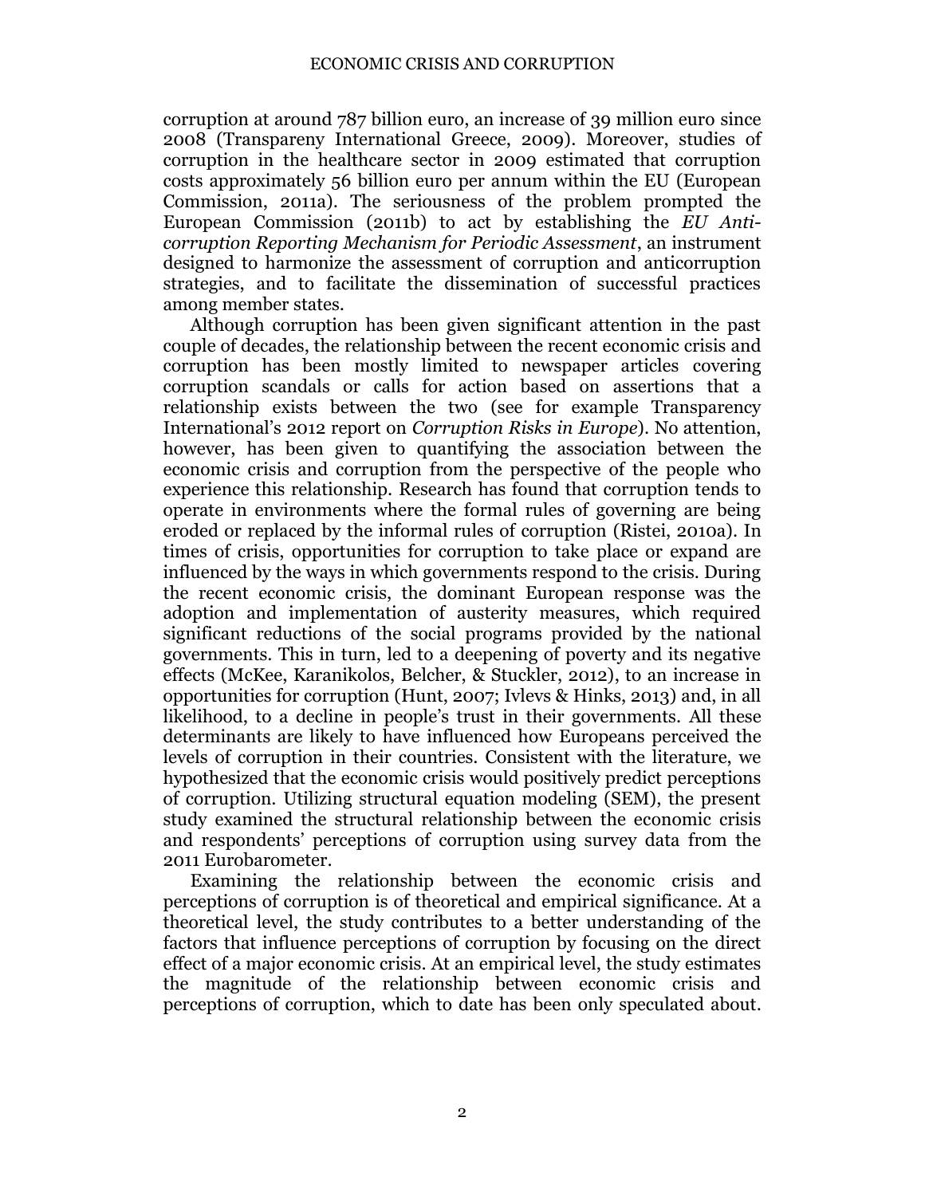corruption at around 787 billion euro, an increase of 39 million euro since 2008 (Transpareny International Greece, 2009). Moreover, studies of corruption in the healthcare sector in 2009 estimated that corruption costs approximately 56 billion euro per annum within the EU (European Commission, 2011a). The seriousness of the problem prompted the European Commission (2011b) to act by establishing the *EU Anti-corruption Reporting Mechanism for Periodic Assessment*, an instrument designed to harmonize the assessment of corruption and anticorruption strategies, and to facilitate the dissemination of successful practices among member states.

Although corruption has been given significant attention in the past couple of decades, the relationship between the recent economic crisis and corruption has been mostly limited to newspaper articles covering corruption scandals or calls for action based on assertions that a relationship exists between the two (see for example Transparency International's 2012 report on *Corruption Risks in Europe*). No attention, however, has been given to quantifying the association between the economic crisis and corruption from the perspective of the people who experience this relationship. Research has found that corruption tends to operate in environments where the formal rules of governing are being eroded or replaced by the informal rules of corruption (Ristei, 2010a). In times of crisis, opportunities for corruption to take place or expand are influenced by the ways in which governments respond to the crisis. During the recent economic crisis, the dominant European response was the adoption and implementation of austerity measures, which required significant reductions of the social programs provided by the national governments. This in turn, led to a deepening of poverty and its negative effects (McKee, Karanikolos, Belcher, & Stuckler, 2012), to an increase in opportunities for corruption (Hunt, 2007; Ivlevs & Hinks, 2013) and, in all likelihood, to a decline in people's trust in their governments. All these determinants are likely to have influenced how Europeans perceived the levels of corruption in their countries. Consistent with the literature, we hypothesized that the economic crisis would positively predict perceptions of corruption. Utilizing structural equation modeling (SEM), the present study examined the structural relationship between the economic crisis and respondents' perceptions of corruption using survey data from the 2011 Eurobarometer.

Examining the relationship between the economic crisis and perceptions of corruption is of theoretical and empirical significance. At a theoretical level, the study contributes to a better understanding of the factors that influence perceptions of corruption by focusing on the direct effect of a major economic crisis. At an empirical level, the study estimates the magnitude of the relationship between economic crisis and perceptions of corruption, which to date has been only speculated about.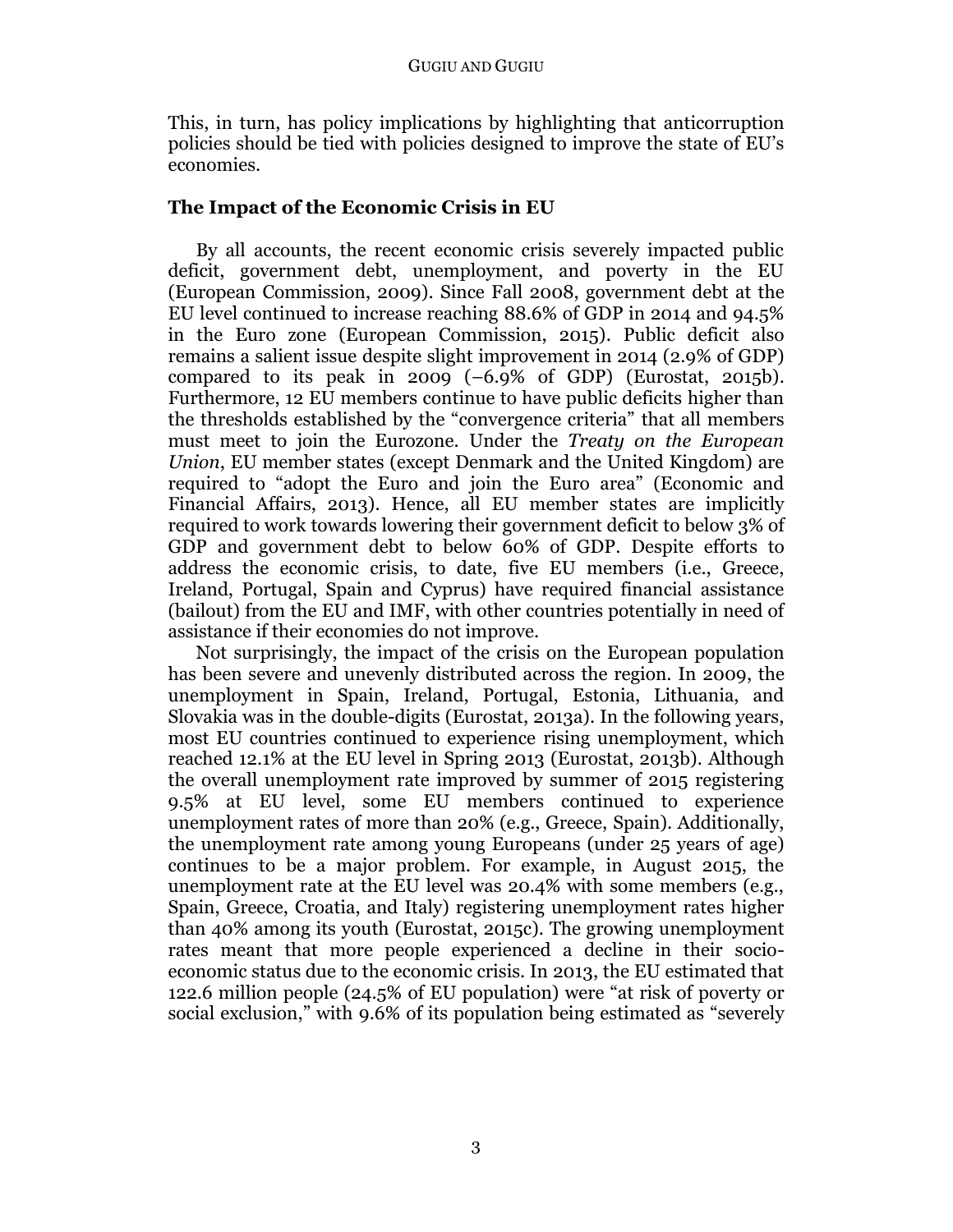This, in turn, has policy implications by highlighting that anticorruption policies should be tied with policies designed to improve the state of EU's economies.

## The Impact of the Economic Crisis in EU

By all accounts, the recent economic crisis severely impacted public deficit, government debt, unemployment, and poverty in the EU (European Commission, 2009). Since Fall 2008, government debt at the EU level continued to increase reaching 88.6% of GDP in 2014 and 94.5% in the Euro zone (European Commission, 2015). Public deficit also remains a salient issue despite slight improvement in 2014 (2.9% of GDP) compared to its peak in 2009 (–6.9% of GDP) (Eurostat, 2015b). Furthermore, 12 EU members continue to have public deficits higher than the thresholds established by the "convergence criteria" that all members must meet to join the Eurozone. Under the *Treaty on the European Union*, EU member states (except Denmark and the United Kingdom) are required to "adopt the Euro and join the Euro area" (Economic and Financial Affairs, 2013). Hence, all EU member states are implicitly required to work towards lowering their government deficit to below 3% of GDP and government debt to below 60% of GDP. Despite efforts to address the economic crisis, to date, five EU members (i.e., Greece, Ireland, Portugal, Spain and Cyprus) have required financial assistance (bailout) from the EU and IMF, with other countries potentially in need of assistance if their economies do not improve.

Not surprisingly, the impact of the crisis on the European population has been severe and unevenly distributed across the region. In 2009, the unemployment in Spain, Ireland, Portugal, Estonia, Lithuania, and Slovakia was in the double-digits (Eurostat, 2013a). In the following years, most EU countries continued to experience rising unemployment, which reached 12.1% at the EU level in Spring 2013 (Eurostat, 2013b). Although the overall unemployment rate improved by summer of 2015 registering 9.5% at EU level, some EU members continued to experience unemployment rates of more than 20% (e.g., Greece, Spain). Additionally, the unemployment rate among young Europeans (under 25 years of age) continues to be a major problem. For example, in August 2015, the unemployment rate at the EU level was 20.4% with some members (e.g., Spain, Greece, Croatia, and Italy) registering unemployment rates higher than 40% among its youth (Eurostat, 2015c). The growing unemployment rates meant that more people experienced a decline in their socio-economic status due to the economic crisis. In 2013, the EU estimated that 122.6 million people (24.5% of EU population) were "at risk of poverty or social exclusion," with 9.6% of its population being estimated as "severely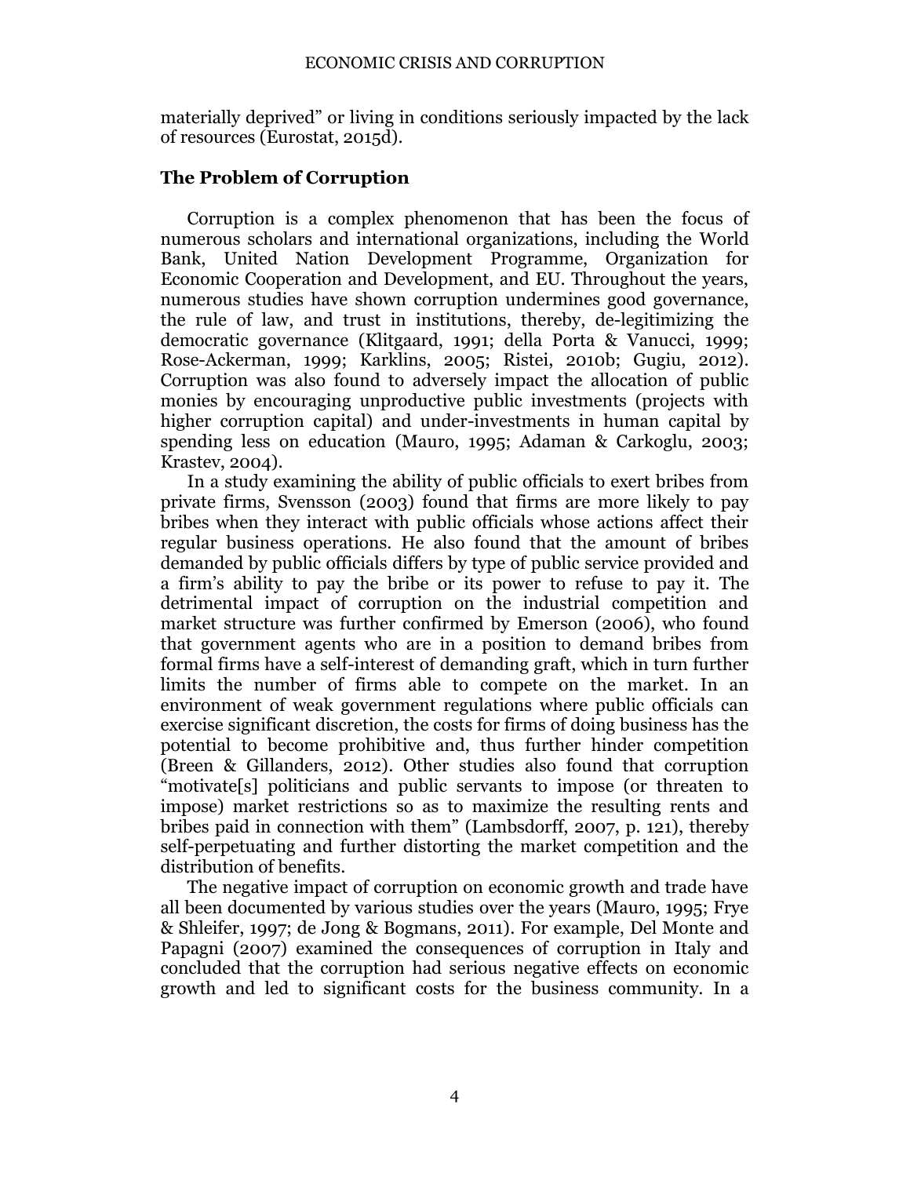materially deprived" or living in conditions seriously impacted by the lack of resources (Eurostat, 2015d).

## The Problem of Corruption

Corruption is a complex phenomenon that has been the focus of numerous scholars and international organizations, including the World Bank, United Nation Development Programme, Organization for Economic Cooperation and Development, and EU. Throughout the years, numerous studies have shown corruption undermines good governance, the rule of law, and trust in institutions, thereby, de-legitimizing the democratic governance (Klitgaard, 1991; della Porta & Vanucci, 1999; Rose-Ackerman, 1999; Karklins, 2005; Ristei, 2010b; Gugiu, 2012). Corruption was also found to adversely impact the allocation of public monies by encouraging unproductive public investments (projects with higher corruption capital) and under-investments in human capital by spending less on education (Mauro, 1995; Adaman & Carkoglu, 2003; Krastev, 2004).

In a study examining the ability of public officials to exert bribes from private firms, Svensson (2003) found that firms are more likely to pay bribes when they interact with public officials whose actions affect their regular business operations. He also found that the amount of bribes demanded by public officials differs by type of public service provided and a firm's ability to pay the bribe or its power to refuse to pay it. The detrimental impact of corruption on the industrial competition and market structure was further confirmed by Emerson (2006), who found that government agents who are in a position to demand bribes from formal firms have a self-interest of demanding graft, which in turn further limits the number of firms able to compete on the market. In an environment of weak government regulations where public officials can exercise significant discretion, the costs for firms of doing business has the potential to become prohibitive and, thus further hinder competition (Breen & Gillanders, 2012). Other studies also found that corruption "motivate[s] politicians and public servants to impose (or threaten to impose) market restrictions so as to maximize the resulting rents and bribes paid in connection with them" (Lambsdorff, 2007, p. 121), thereby self-perpetuating and further distorting the market competition and the distribution of benefits.

The negative impact of corruption on economic growth and trade have all been documented by various studies over the years (Mauro, 1995; Frye & Shleifer, 1997; de Jong & Bogmans, 2011). For example, Del Monte and Papagni (2007) examined the consequences of corruption in Italy and concluded that the corruption had serious negative effects on economic growth and led to significant costs for the business community. In a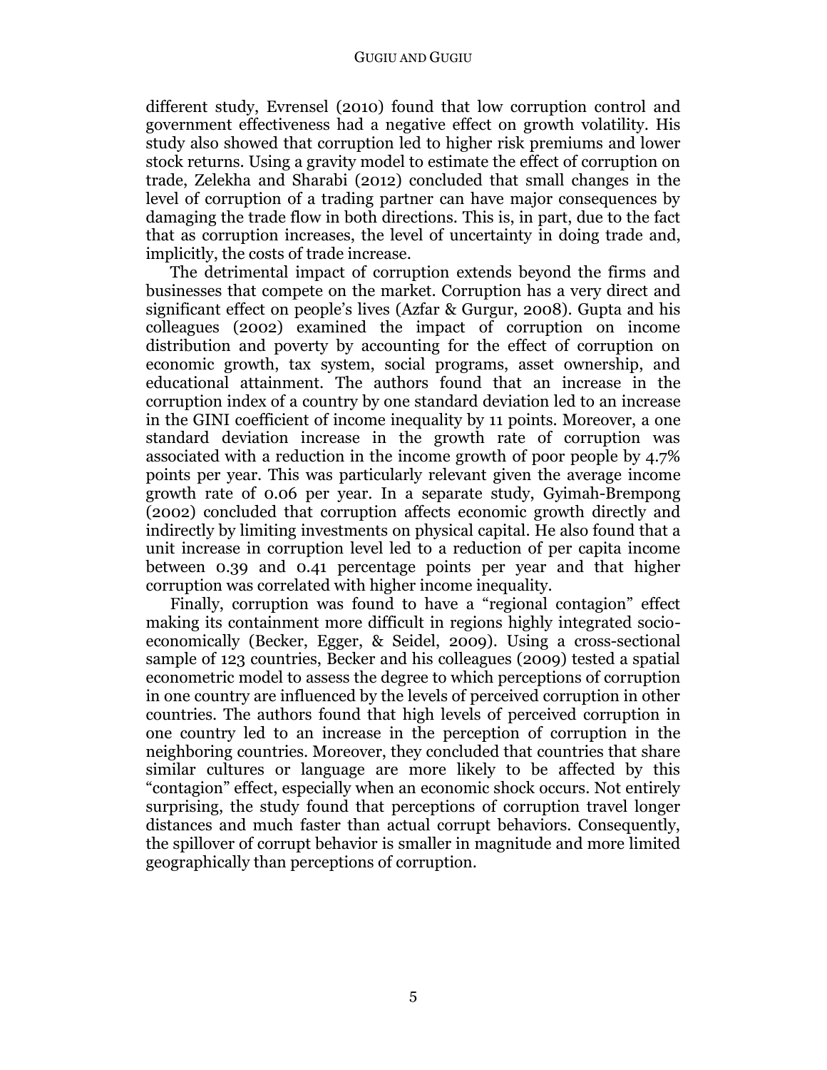different study, Evrensel (2010) found that low corruption control and government effectiveness had a negative effect on growth volatility. His study also showed that corruption led to higher risk premiums and lower stock returns. Using a gravity model to estimate the effect of corruption on trade, Zelekha and Sharabi (2012) concluded that small changes in the level of corruption of a trading partner can have major consequences by damaging the trade flow in both directions. This is, in part, due to the fact that as corruption increases, the level of uncertainty in doing trade and, implicitly, the costs of trade increase.

The detrimental impact of corruption extends beyond the firms and businesses that compete on the market. Corruption has a very direct and significant effect on people's lives (Azfar & Gurgur, 2008). Gupta and his colleagues (2002) examined the impact of corruption on income distribution and poverty by accounting for the effect of corruption on economic growth, tax system, social programs, asset ownership, and educational attainment. The authors found that an increase in the corruption index of a country by one standard deviation led to an increase in the GINI coefficient of income inequality by 11 points. Moreover, a one standard deviation increase in the growth rate of corruption was associated with a reduction in the income growth of poor people by 4.7% points per year. This was particularly relevant given the average income growth rate of 0.06 per year. In a separate study, Gyimah-Brempong (2002) concluded that corruption affects economic growth directly and indirectly by limiting investments on physical capital. He also found that a unit increase in corruption level led to a reduction of per capita income between 0.39 and 0.41 percentage points per year and that higher corruption was correlated with higher income inequality.

Finally, corruption was found to have a "regional contagion" effect making its containment more difficult in regions highly integrated socio-economically (Becker, Egger, & Seidel, 2009). Using a cross-sectional sample of 123 countries, Becker and his colleagues (2009) tested a spatial econometric model to assess the degree to which perceptions of corruption in one country are influenced by the levels of perceived corruption in other countries. The authors found that high levels of perceived corruption in one country led to an increase in the perception of corruption in the neighboring countries. Moreover, they concluded that countries that share similar cultures or language are more likely to be affected by this "contagion" effect, especially when an economic shock occurs. Not entirely surprising, the study found that perceptions of corruption travel longer distances and much faster than actual corrupt behaviors. Consequently, the spillover of corrupt behavior is smaller in magnitude and more limited geographically than perceptions of corruption.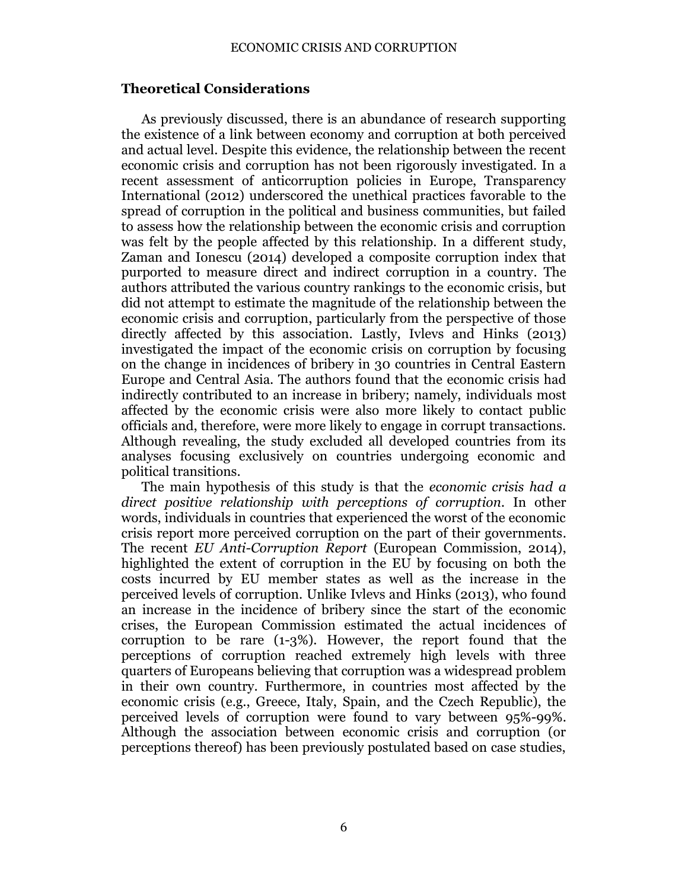## Theoretical Considerations

As previously discussed, there is an abundance of research supporting the existence of a link between economy and corruption at both perceived and actual level. Despite this evidence, the relationship between the recent economic crisis and corruption has not been rigorously investigated. In a recent assessment of anticorruption policies in Europe, Transparency International (2012) underscored the unethical practices favorable to the spread of corruption in the political and business communities, but failed to assess how the relationship between the economic crisis and corruption was felt by the people affected by this relationship. In a different study, Zaman and Ionescu (2014) developed a composite corruption index that purported to measure direct and indirect corruption in a country. The authors attributed the various country rankings to the economic crisis, but did not attempt to estimate the magnitude of the relationship between the economic crisis and corruption, particularly from the perspective of those directly affected by this association. Lastly, Ivlevs and Hinks (2013) investigated the impact of the economic crisis on corruption by focusing on the change in incidences of bribery in 30 countries in Central Eastern Europe and Central Asia. The authors found that the economic crisis had indirectly contributed to an increase in bribery; namely, individuals most affected by the economic crisis were also more likely to contact public officials and, therefore, were more likely to engage in corrupt transactions. Although revealing, the study excluded all developed countries from its analyses focusing exclusively on countries undergoing economic and political transitions.

The main hypothesis of this study is that the *economic crisis had a direct positive relationship with perceptions of corruption*. In other words, individuals in countries that experienced the worst of the economic crisis report more perceived corruption on the part of their governments. The recent *EU Anti-Corruption Report* (European Commission, 2014), highlighted the extent of corruption in the EU by focusing on both the costs incurred by EU member states as well as the increase in the perceived levels of corruption. Unlike Ivlevs and Hinks (2013), who found an increase in the incidence of bribery since the start of the economic crises, the European Commission estimated the actual incidences of corruption to be rare (1-3%). However, the report found that the perceptions of corruption reached extremely high levels with three quarters of Europeans believing that corruption was a widespread problem in their own country. Furthermore, in countries most affected by the economic crisis (e.g., Greece, Italy, Spain, and the Czech Republic), the perceived levels of corruption were found to vary between 95%-99%. Although the association between economic crisis and corruption (or perceptions thereof) has been previously postulated based on case studies,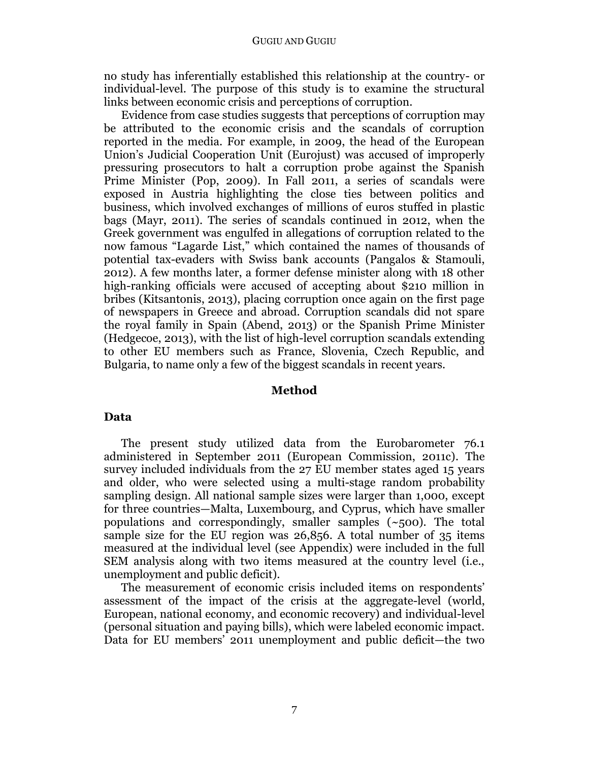no study has inferentially established this relationship at the country- or individual-level. The purpose of this study is to examine the structural links between economic crisis and perceptions of corruption.

Evidence from case studies suggests that perceptions of corruption may be attributed to the economic crisis and the scandals of corruption reported in the media. For example, in 2009, the head of the European Union's Judicial Cooperation Unit (Eurojust) was accused of improperly pressuring prosecutors to halt a corruption probe against the Spanish Prime Minister (Pop, 2009). In Fall 2011, a series of scandals were exposed in Austria highlighting the close ties between politics and business, which involved exchanges of millions of euros stuffed in plastic bags (Mayr, 2011). The series of scandals continued in 2012, when the Greek government was engulfed in allegations of corruption related to the now famous "Lagarde List," which contained the names of thousands of potential tax-evaders with Swiss bank accounts (Pangalos & Stamouli, 2012). A few months later, a former defense minister along with 18 other high-ranking officials were accused of accepting about $210 million in bribes (Kitsantonis, 2013), placing corruption once again on the first page of newspapers in Greece and abroad. Corruption scandals did not spare the royal family in Spain (Abend, 2013) or the Spanish Prime Minister (Hedgecoe, 2013), with the list of high-level corruption scandals extending to other EU members such as France, Slovenia, Czech Republic, and Bulgaria, to name only a few of the biggest scandals in recent years.

## Method

### Data

The present study utilized data from the Eurobarometer 76.1 administered in September 2011 (European Commission, 2011c). The survey included individuals from the 27 EU member states aged 15 years and older, who were selected using a multi-stage random probability sampling design. All national sample sizes were larger than 1,000, except for three countries—Malta, Luxembourg, and Cyprus, which have smaller populations and correspondingly, smaller samples (~500). The total sample size for the EU region was 26,856. A total number of 35 items measured at the individual level (see Appendix) were included in the full SEM analysis along with two items measured at the country level (i.e., unemployment and public deficit).

The measurement of economic crisis included items on respondents' assessment of the impact of the crisis at the aggregate-level (world, European, national economy, and economic recovery) and individual-level (personal situation and paying bills), which were labeled economic impact. Data for EU members' 2011 unemployment and public deficit—the two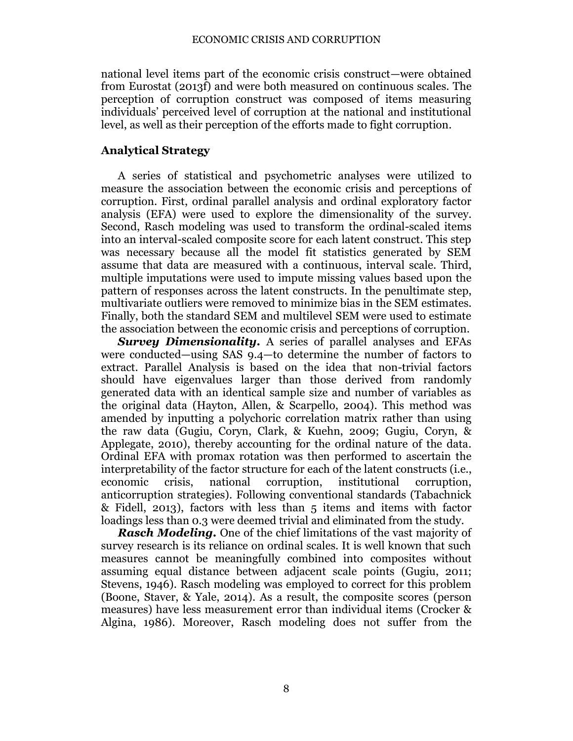national level items part of the economic crisis construct—were obtained from Eurostat (2013f) and were both measured on continuous scales. The perception of corruption construct was composed of items measuring individuals' perceived level of corruption at the national and institutional level, as well as their perception of the efforts made to fight corruption.

## Analytical Strategy

A series of statistical and psychometric analyses were utilized to measure the association between the economic crisis and perceptions of corruption. First, ordinal parallel analysis and ordinal exploratory factor analysis (EFA) were used to explore the dimensionality of the survey. Second, Rasch modeling was used to transform the ordinal-scaled items into an interval-scaled composite score for each latent construct. This step was necessary because all the model fit statistics generated by SEM assume that data are measured with a continuous, interval scale. Third, multiple imputations were used to impute missing values based upon the pattern of responses across the latent constructs. In the penultimate step, multivariate outliers were removed to minimize bias in the SEM estimates. Finally, both the standard SEM and multilevel SEM were used to estimate the association between the economic crisis and perceptions of corruption.

***Survey Dimensionality.*** A series of parallel analyses and EFAs were conducted—using SAS 9.4—to determine the number of factors to extract. Parallel Analysis is based on the idea that non-trivial factors should have eigenvalues larger than those derived from randomly generated data with an identical sample size and number of variables as the original data (Hayton, Allen, & Scarpello, 2004). This method was amended by inputting a polychoric correlation matrix rather than using the raw data (Gugiu, Coryn, Clark, & Kuehn, 2009; Gugiu, Coryn, & Applegate, 2010), thereby accounting for the ordinal nature of the data. Ordinal EFA with promax rotation was then performed to ascertain the interpretability of the factor structure for each of the latent constructs (i.e., economic crisis, national corruption, institutional corruption, anticorruption strategies). Following conventional standards (Tabachnick & Fidell, 2013), factors with less than 5 items and items with factor loadings less than 0.3 were deemed trivial and eliminated from the study.

***Rasch Modeling.*** One of the chief limitations of the vast majority of survey research is its reliance on ordinal scales. It is well known that such measures cannot be meaningfully combined into composites without assuming equal distance between adjacent scale points (Gugiu, 2011; Stevens, 1946). Rasch modeling was employed to correct for this problem (Boone, Staver, & Yale, 2014). As a result, the composite scores (person measures) have less measurement error than individual items (Crocker & Algina, 1986). Moreover, Rasch modeling does not suffer from the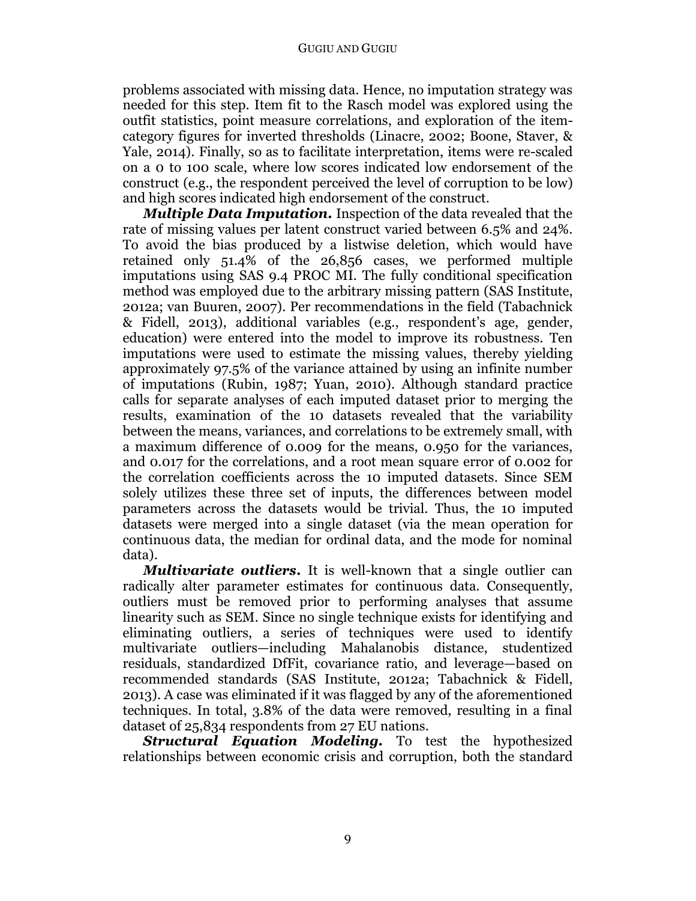problems associated with missing data. Hence, no imputation strategy was needed for this step. Item fit to the Rasch model was explored using the outfit statistics, point measure correlations, and exploration of the item-category figures for inverted thresholds (Linacre, 2002; Boone, Staver, & Yale, 2014). Finally, so as to facilitate interpretation, items were re-scaled on a 0 to 100 scale, where low scores indicated low endorsement of the construct (e.g., the respondent perceived the level of corruption to be low) and high scores indicated high endorsement of the construct.

***Multiple Data Imputation.*** Inspection of the data revealed that the rate of missing values per latent construct varied between 6.5% and 24%. To avoid the bias produced by a listwise deletion, which would have retained only 51.4% of the 26,856 cases, we performed multiple imputations using SAS 9.4 PROC MI. The fully conditional specification method was employed due to the arbitrary missing pattern (SAS Institute, 2012a; van Buuren, 2007). Per recommendations in the field (Tabachnick & Fidell, 2013), additional variables (e.g., respondent's age, gender, education) were entered into the model to improve its robustness. Ten imputations were used to estimate the missing values, thereby yielding approximately 97.5% of the variance attained by using an infinite number of imputations (Rubin, 1987; Yuan, 2010). Although standard practice calls for separate analyses of each imputed dataset prior to merging the results, examination of the 10 datasets revealed that the variability between the means, variances, and correlations to be extremely small, with a maximum difference of 0.009 for the means, 0.950 for the variances, and 0.017 for the correlations, and a root mean square error of 0.002 for the correlation coefficients across the 10 imputed datasets. Since SEM solely utilizes these three set of inputs, the differences between model parameters across the datasets would be trivial. Thus, the 10 imputed datasets were merged into a single dataset (via the mean operation for continuous data, the median for ordinal data, and the mode for nominal data).

***Multivariate outliers.*** It is well-known that a single outlier can radically alter parameter estimates for continuous data. Consequently, outliers must be removed prior to performing analyses that assume linearity such as SEM. Since no single technique exists for identifying and eliminating outliers, a series of techniques were used to identify multivariate outliers—including Mahalanobis distance, studentized residuals, standardized DfFit, covariance ratio, and leverage—based on recommended standards (SAS Institute, 2012a; Tabachnick & Fidell, 2013). A case was eliminated if it was flagged by any of the aforementioned techniques. In total, 3.8% of the data were removed, resulting in a final dataset of 25,834 respondents from 27 EU nations.

***Structural Equation Modeling.*** To test the hypothesized relationships between economic crisis and corruption, both the standard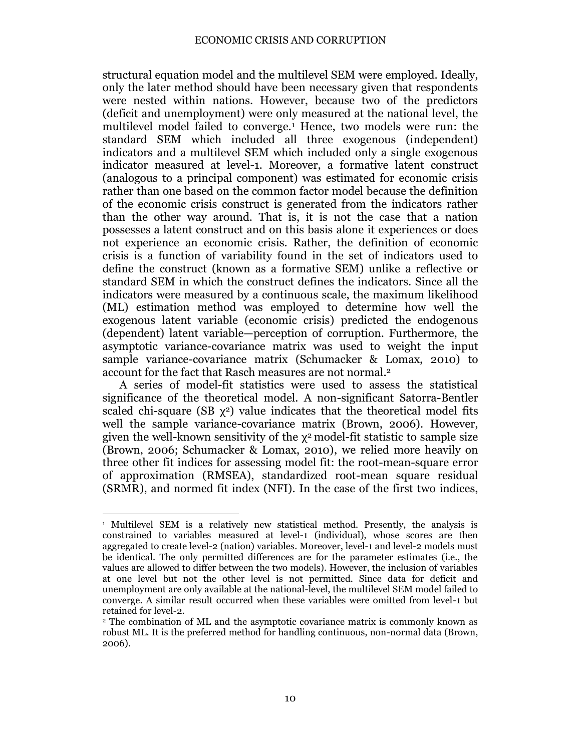structural equation model and the multilevel SEM were employed. Ideally, only the later method should have been necessary given that respondents were nested within nations. However, because two of the predictors (deficit and unemployment) were only measured at the national level, the multilevel model failed to converge.[1] Hence, two models were run: the standard SEM which included all three exogenous (independent) indicators and a multilevel SEM which included only a single exogenous indicator measured at level-1. Moreover, a formative latent construct (analogous to a principal component) was estimated for economic crisis rather than one based on the common factor model because the definition of the economic crisis construct is generated from the indicators rather than the other way around. That is, it is not the case that a nation possesses a latent construct and on this basis alone it experiences or does not experience an economic crisis. Rather, the definition of economic crisis is a function of variability found in the set of indicators used to define the construct (known as a formative SEM) unlike a reflective or standard SEM in which the construct defines the indicators. Since all the indicators were measured by a continuous scale, the maximum likelihood (ML) estimation method was employed to determine how well the exogenous latent variable (economic crisis) predicted the endogenous (dependent) latent variable—perception of corruption. Furthermore, the asymptotic variance-covariance matrix was used to weight the input sample variance-covariance matrix (Schumacker & Lomax, 2010) to account for the fact that Rasch measures are not normal.[2]

A series of model-fit statistics were used to assess the statistical significance of the theoretical model. A non-significant Satorra-Bentler scaled chi-square (SB $\chi^2$) value indicates that the theoretical model fits well the sample variance-covariance matrix (Brown, 2006). However, given the well-known sensitivity of the $\chi^2$ model-fit statistic to sample size (Brown, 2006; Schumacker & Lomax, 2010), we relied more heavily on three other fit indices for assessing model fit: the root-mean-square error of approximation (RMSEA), standardized root-mean square residual (SRMR), and normed fit index (NFI). In the case of the first two indices,

---

[1] Multilevel SEM is a relatively new statistical method. Presently, the analysis is constrained to variables measured at level-1 (individual), whose scores are then aggregated to create level-2 (nation) variables. Moreover, level-1 and level-2 models must be identical. The only permitted differences are for the parameter estimates (i.e., the values are allowed to differ between the two models). However, the inclusion of variables at one level but not the other level is not permitted. Since data for deficit and unemployment are only available at the national-level, the multilevel SEM model failed to converge. A similar result occurred when these variables were omitted from level-1 but retained for level-2.

[2] The combination of ML and the asymptotic covariance matrix is commonly known as robust ML. It is the preferred method for handling continuous, non-normal data (Brown, 2006).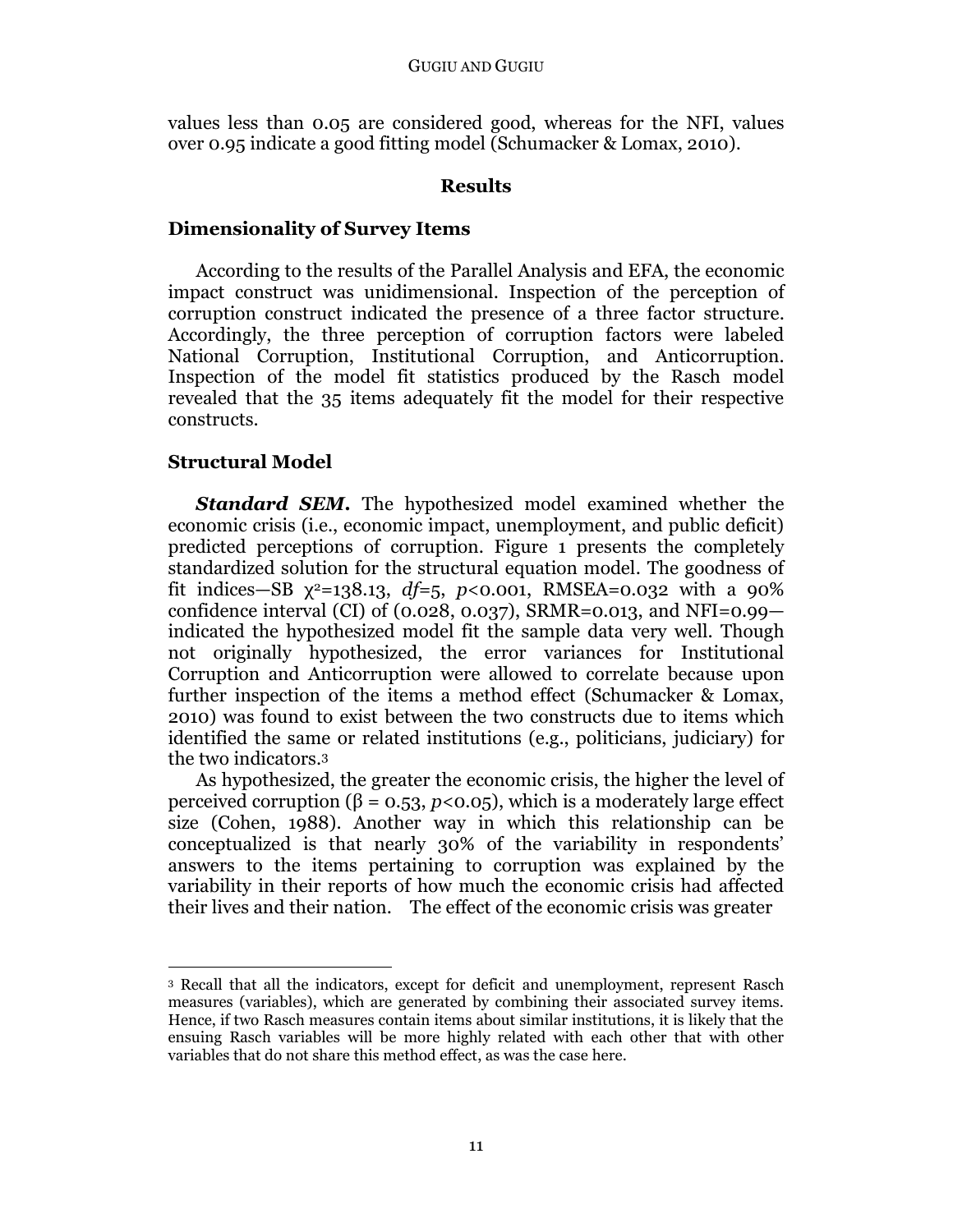values less than 0.05 are considered good, whereas for the NFI, values over 0.95 indicate a good fitting model (Schumacker & Lomax, 2010).

## Results

### Dimensionality of Survey Items

According to the results of the Parallel Analysis and EFA, the economic impact construct was unidimensional. Inspection of the perception of corruption construct indicated the presence of a three factor structure. Accordingly, the three perception of corruption factors were labeled National Corruption, Institutional Corruption, and Anticorruption. Inspection of the model fit statistics produced by the Rasch model revealed that the 35 items adequately fit the model for their respective constructs.

### Structural Model

***Standard SEM.*** The hypothesized model examined whether the economic crisis (i.e., economic impact, unemployment, and public deficit) predicted perceptions of corruption. Figure 1 presents the completely standardized solution for the structural equation model. The goodness of fit indices—SB $\chi^2$=138.13, $df$=5, $p$<0.001, RMSEA=0.032 with a 90% confidence interval (CI) of (0.028, 0.037), SRMR=0.013, and NFI=0.99—indicated the hypothesized model fit the sample data very well. Though not originally hypothesized, the error variances for Institutional Corruption and Anticorruption were allowed to correlate because upon further inspection of the items a method effect (Schumacker & Lomax, 2010) was found to exist between the two constructs due to items which identified the same or related institutions (e.g., politicians, judiciary) for the two indicators.[3]

As hypothesized, the greater the economic crisis, the higher the level of perceived corruption ($\beta$ = 0.53, $p$<0.05), which is a moderately large effect size (Cohen, 1988). Another way in which this relationship can be conceptualized is that nearly 30% of the variability in respondents' answers to the items pertaining to corruption was explained by the variability in their reports of how much the economic crisis had affected their lives and their nation. The effect of the economic crisis was greater

---

[3] Recall that all the indicators, except for deficit and unemployment, represent Rasch measures (variables), which are generated by combining their associated survey items. Hence, if two Rasch measures contain items about similar institutions, it is likely that the ensuing Rasch variables will be more highly related with each other that with other variables that do not share this method effect, as was the case here.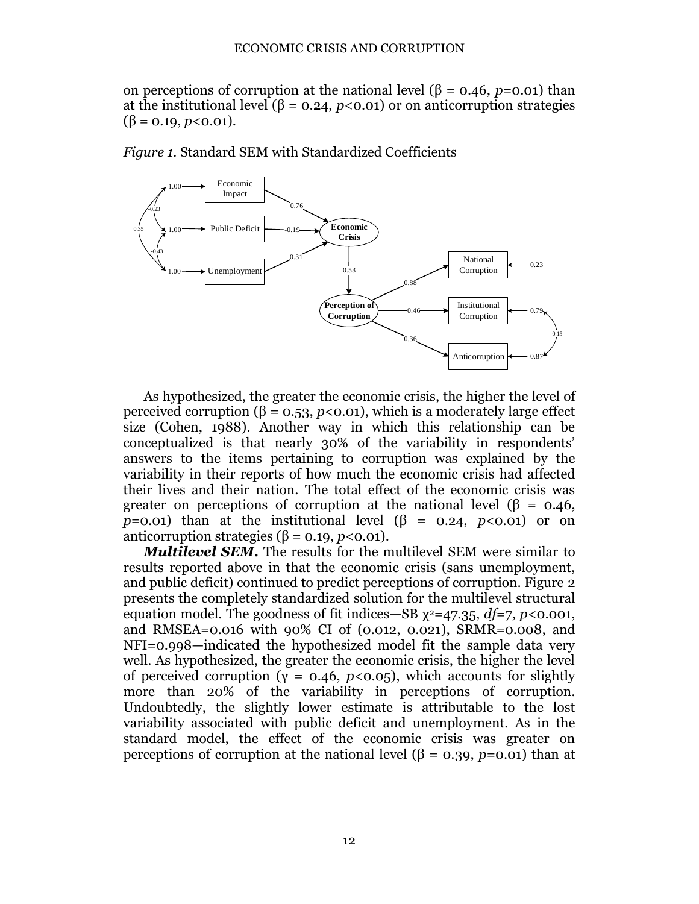on perceptions of corruption at the national level (β = 0.46, *p*=0.01) than at the institutional level (β = 0.24, *p*<0.01) or on anticorruption strategies (β = 0.19, *p*<0.01).

*Figure 1.* Standard SEM with Standardized Coefficients

As hypothesized, the greater the economic crisis, the higher the level of perceived corruption (β = 0.53, *p*<0.01), which is a moderately large effect size (Cohen, 1988). Another way in which this relationship can be conceptualized is that nearly 30% of the variability in respondents' answers to the items pertaining to corruption was explained by the variability in their reports of how much the economic crisis had affected their lives and their nation. The total effect of the economic crisis was greater on perceptions of corruption at the national level (β = 0.46, *p*=0.01) than at the institutional level (β = 0.24, *p*<0.01) or on anticorruption strategies (β = 0.19, *p*<0.01).

***Multilevel SEM.*** The results for the multilevel SEM were similar to results reported above in that the economic crisis (sans unemployment, and public deficit) continued to predict perceptions of corruption. Figure 2 presents the completely standardized solution for the multilevel structural equation model. The goodness of fit indices—SB $\chi^2$=47.35, *df*=7, *p*<0.001, and RMSEA=0.016 with 90% CI of (0.012, 0.021), SRMR=0.008, and NFI=0.998—indicated the hypothesized model fit the sample data very well. As hypothesized, the greater the economic crisis, the higher the level of perceived corruption (γ = 0.46, *p*<0.05), which accounts for slightly more than 20% of the variability in perceptions of corruption. Undoubtedly, the slightly lower estimate is attributable to the lost variability associated with public deficit and unemployment. As in the standard model, the effect of the economic crisis was greater on perceptions of corruption at the national level (β = 0.39, *p*=0.01) than at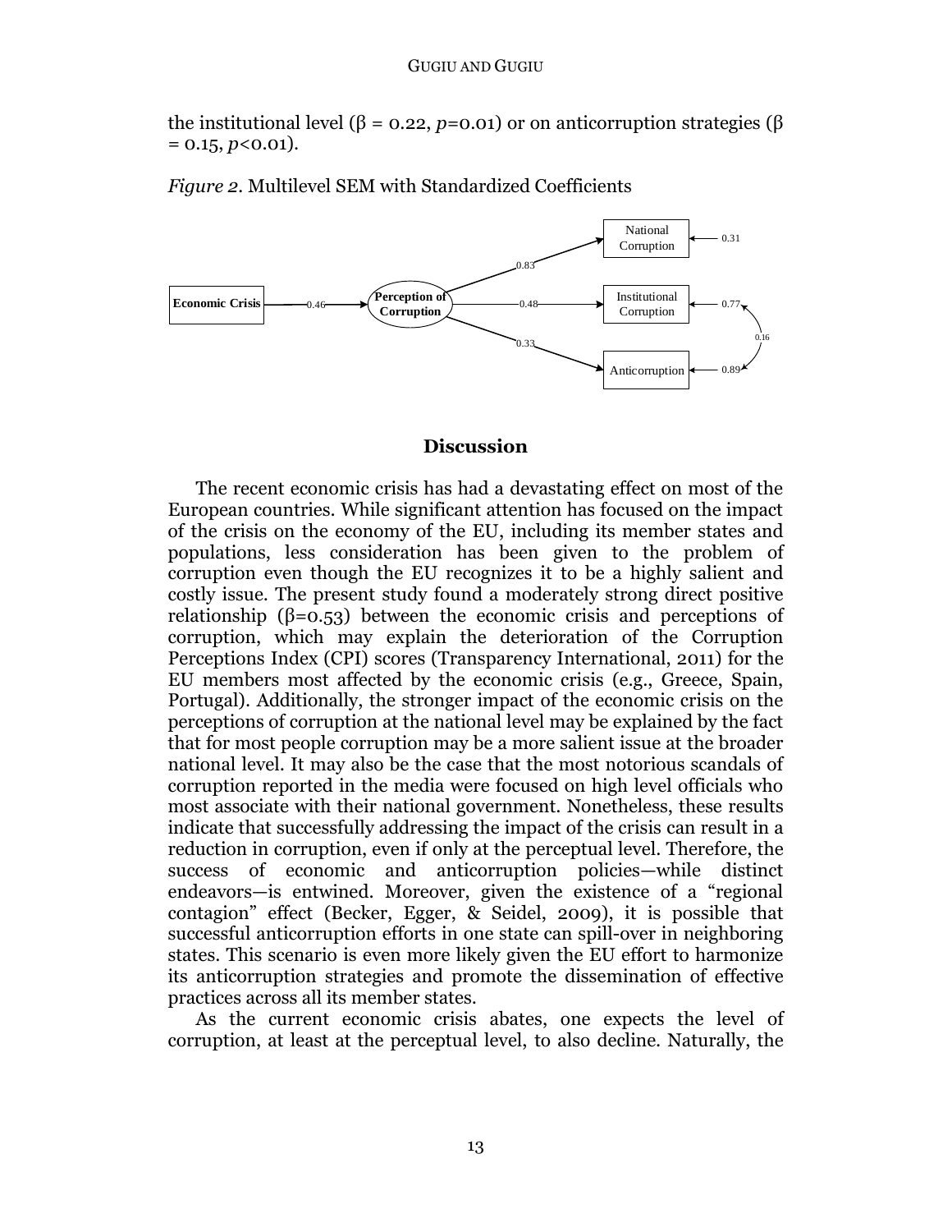the institutional level (β = 0.22, *p*=0.01) or on anticorruption strategies (β = 0.15, *p*<0.01).

*Figure 2.* Multilevel SEM with Standardized Coefficients

## Discussion

The recent economic crisis has had a devastating effect on most of the European countries. While significant attention has focused on the impact of the crisis on the economy of the EU, including its member states and populations, less consideration has been given to the problem of corruption even though the EU recognizes it to be a highly salient and costly issue. The present study found a moderately strong direct positive relationship (β=0.53) between the economic crisis and perceptions of corruption, which may explain the deterioration of the Corruption Perceptions Index (CPI) scores (Transparency International, 2011) for the EU members most affected by the economic crisis (e.g., Greece, Spain, Portugal). Additionally, the stronger impact of the economic crisis on the perceptions of corruption at the national level may be explained by the fact that for most people corruption may be a more salient issue at the broader national level. It may also be the case that the most notorious scandals of corruption reported in the media were focused on high level officials who most associate with their national government. Nonetheless, these results indicate that successfully addressing the impact of the crisis can result in a reduction in corruption, even if only at the perceptual level. Therefore, the success of economic and anticorruption policies—while distinct endeavors—is entwined. Moreover, given the existence of a "regional contagion" effect (Becker, Egger, & Seidel, 2009), it is possible that successful anticorruption efforts in one state can spill-over in neighboring states. This scenario is even more likely given the EU effort to harmonize its anticorruption strategies and promote the dissemination of effective practices across all its member states.

As the current economic crisis abates, one expects the level of corruption, at least at the perceptual level, to also decline. Naturally, the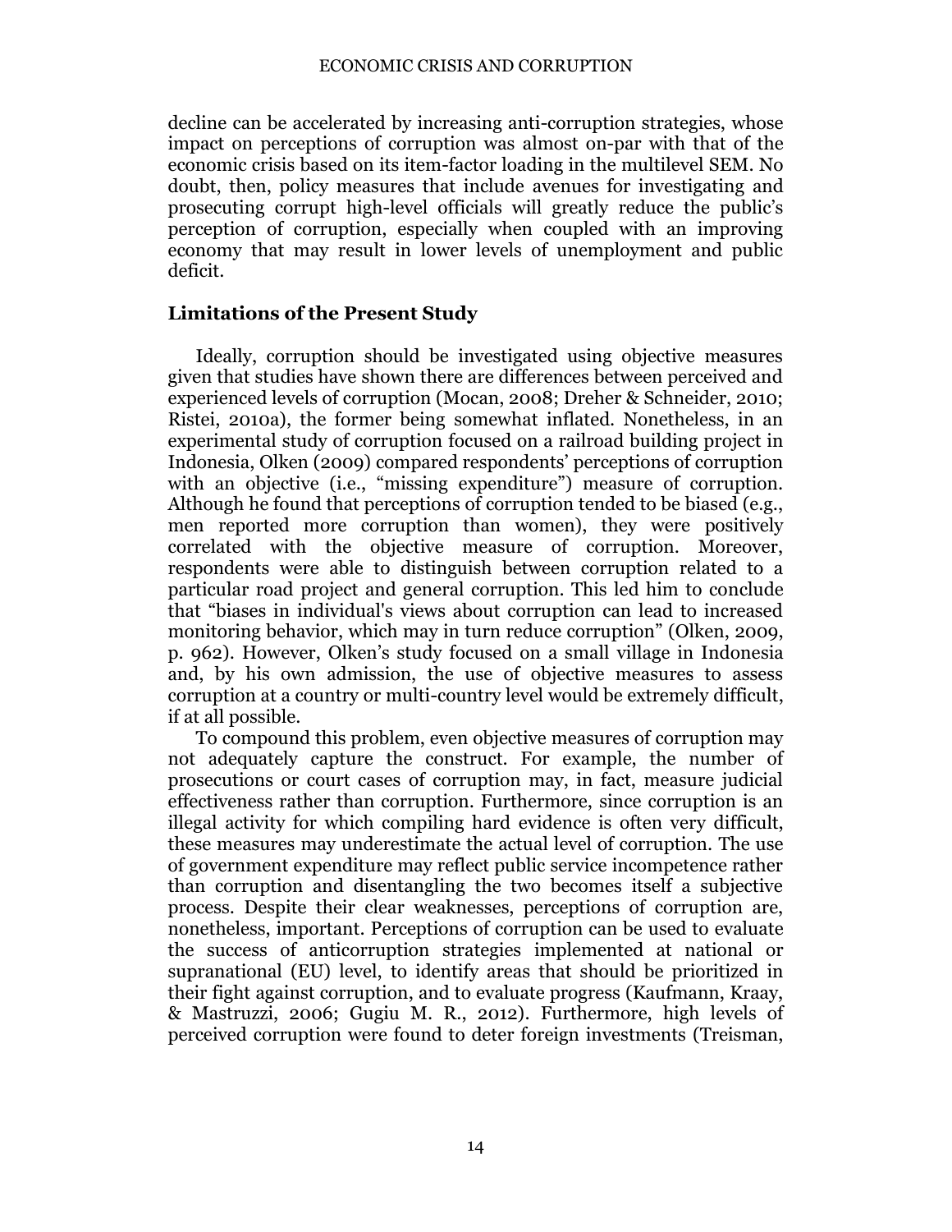decline can be accelerated by increasing anti-corruption strategies, whose impact on perceptions of corruption was almost on-par with that of the economic crisis based on its item-factor loading in the multilevel SEM. No doubt, then, policy measures that include avenues for investigating and prosecuting corrupt high-level officials will greatly reduce the public's perception of corruption, especially when coupled with an improving economy that may result in lower levels of unemployment and public deficit.

## Limitations of the Present Study

Ideally, corruption should be investigated using objective measures given that studies have shown there are differences between perceived and experienced levels of corruption (Mocan, 2008; Dreher & Schneider, 2010; Ristei, 2010a), the former being somewhat inflated. Nonetheless, in an experimental study of corruption focused on a railroad building project in Indonesia, Olken (2009) compared respondents' perceptions of corruption with an objective (i.e., "missing expenditure") measure of corruption. Although he found that perceptions of corruption tended to be biased (e.g., men reported more corruption than women), they were positively correlated with the objective measure of corruption. Moreover, respondents were able to distinguish between corruption related to a particular road project and general corruption. This led him to conclude that "biases in individual's views about corruption can lead to increased monitoring behavior, which may in turn reduce corruption" (Olken, 2009, p. 962). However, Olken's study focused on a small village in Indonesia and, by his own admission, the use of objective measures to assess corruption at a country or multi-country level would be extremely difficult, if at all possible.

To compound this problem, even objective measures of corruption may not adequately capture the construct. For example, the number of prosecutions or court cases of corruption may, in fact, measure judicial effectiveness rather than corruption. Furthermore, since corruption is an illegal activity for which compiling hard evidence is often very difficult, these measures may underestimate the actual level of corruption. The use of government expenditure may reflect public service incompetence rather than corruption and disentangling the two becomes itself a subjective process. Despite their clear weaknesses, perceptions of corruption are, nonetheless, important. Perceptions of corruption can be used to evaluate the success of anticorruption strategies implemented at national or supranational (EU) level, to identify areas that should be prioritized in their fight against corruption, and to evaluate progress (Kaufmann, Kraay, & Mastruzzi, 2006; Gugiu M. R., 2012). Furthermore, high levels of perceived corruption were found to deter foreign investments (Treisman,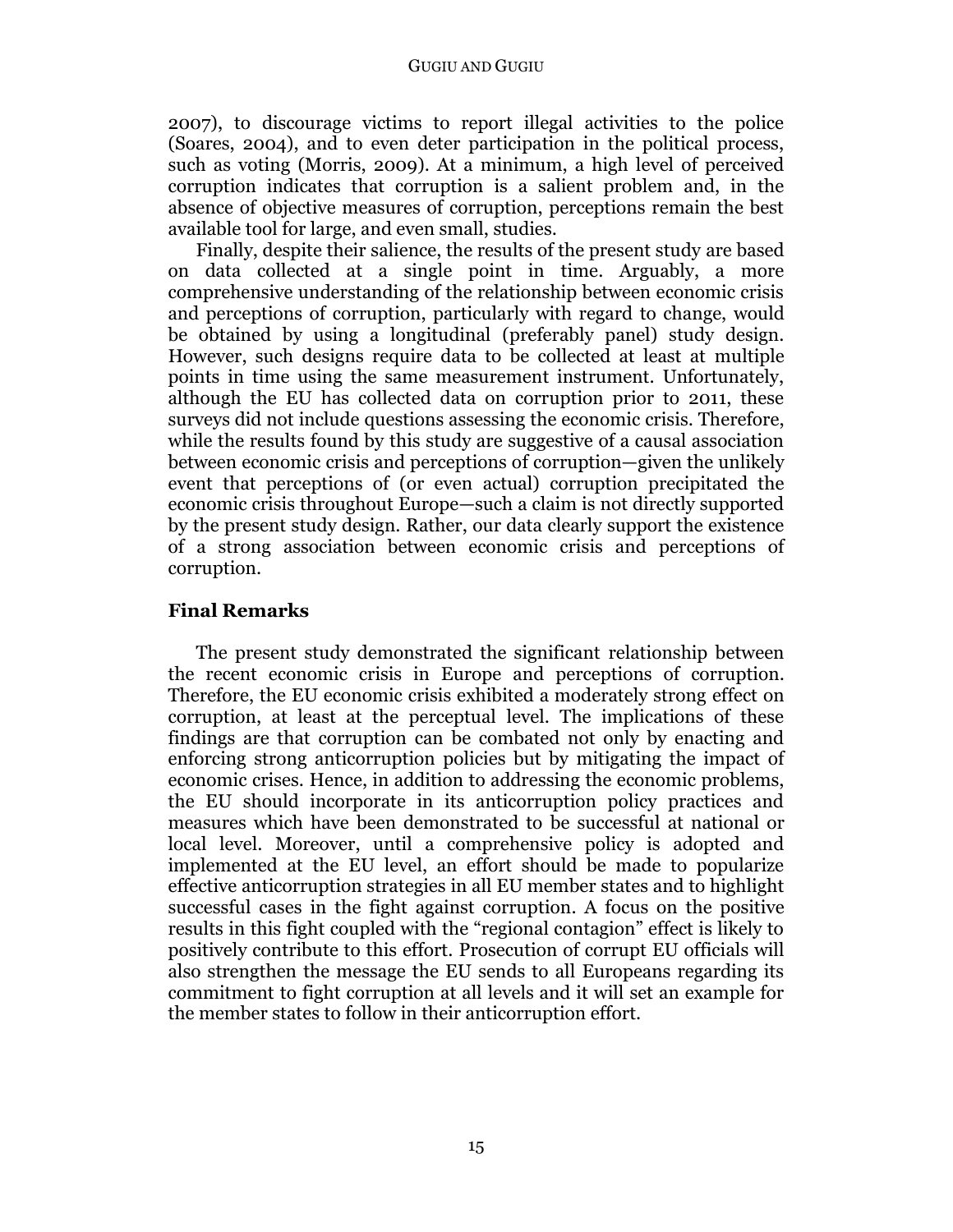2007), to discourage victims to report illegal activities to the police (Soares, 2004), and to even deter participation in the political process, such as voting (Morris, 2009). At a minimum, a high level of perceived corruption indicates that corruption is a salient problem and, in the absence of objective measures of corruption, perceptions remain the best available tool for large, and even small, studies.

Finally, despite their salience, the results of the present study are based on data collected at a single point in time. Arguably, a more comprehensive understanding of the relationship between economic crisis and perceptions of corruption, particularly with regard to change, would be obtained by using a longitudinal (preferably panel) study design. However, such designs require data to be collected at least at multiple points in time using the same measurement instrument. Unfortunately, although the EU has collected data on corruption prior to 2011, these surveys did not include questions assessing the economic crisis. Therefore, while the results found by this study are suggestive of a causal association between economic crisis and perceptions of corruption—given the unlikely event that perceptions of (or even actual) corruption precipitated the economic crisis throughout Europe—such a claim is not directly supported by the present study design. Rather, our data clearly support the existence of a strong association between economic crisis and perceptions of corruption.

## Final Remarks

The present study demonstrated the significant relationship between the recent economic crisis in Europe and perceptions of corruption. Therefore, the EU economic crisis exhibited a moderately strong effect on corruption, at least at the perceptual level. The implications of these findings are that corruption can be combated not only by enacting and enforcing strong anticorruption policies but by mitigating the impact of economic crises. Hence, in addition to addressing the economic problems, the EU should incorporate in its anticorruption policy practices and measures which have been demonstrated to be successful at national or local level. Moreover, until a comprehensive policy is adopted and implemented at the EU level, an effort should be made to popularize effective anticorruption strategies in all EU member states and to highlight successful cases in the fight against corruption. A focus on the positive results in this fight coupled with the "regional contagion" effect is likely to positively contribute to this effort. Prosecution of corrupt EU officials will also strengthen the message the EU sends to all Europeans regarding its commitment to fight corruption at all levels and it will set an example for the member states to follow in their anticorruption effort.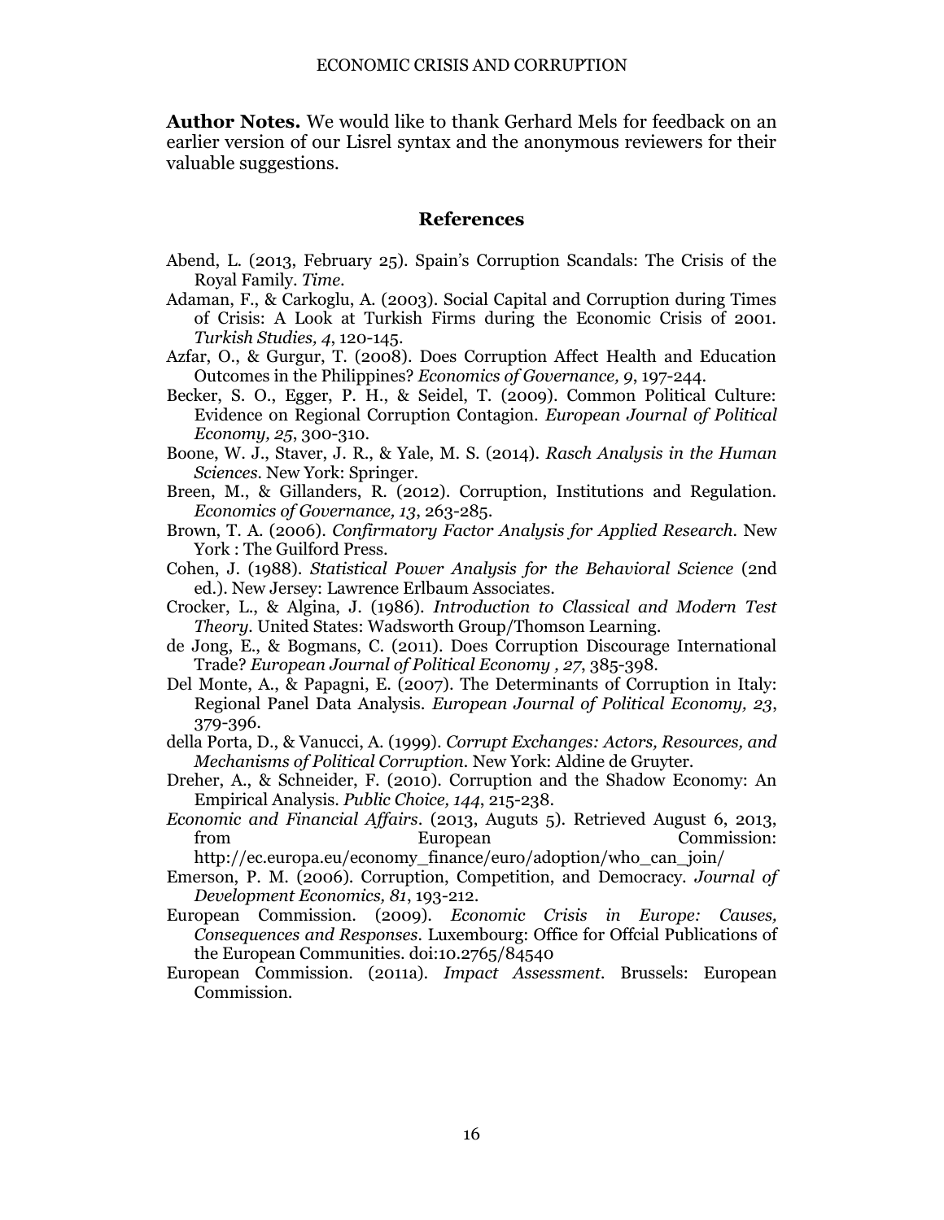**Author Notes.** We would like to thank Gerhard Mels for feedback on an earlier version of our Lisrel syntax and the anonymous reviewers for their valuable suggestions.

## References

Abend, L. (2013, February 25). Spain's Corruption Scandals: The Crisis of the Royal Family. *Time*.

Adaman, F., & Carkoglu, A. (2003). Social Capital and Corruption during Times of Crisis: A Look at Turkish Firms during the Economic Crisis of 2001. *Turkish Studies, 4*, 120-145.

Azfar, O., & Gurgur, T. (2008). Does Corruption Affect Health and Education Outcomes in the Philippines? *Economics of Governance, 9*, 197-244.

Becker, S. O., Egger, P. H., & Seidel, T. (2009). Common Political Culture: Evidence on Regional Corruption Contagion. *European Journal of Political Economy, 25*, 300-310.

Boone, W. J., Staver, J. R., & Yale, M. S. (2014). *Rasch Analysis in the Human Sciences*. New York: Springer.

Breen, M., & Gillanders, R. (2012). Corruption, Institutions and Regulation. *Economics of Governance, 13*, 263-285.

Brown, T. A. (2006). *Confirmatory Factor Analysis for Applied Research*. New York : The Guilford Press.

Cohen, J. (1988). *Statistical Power Analysis for the Behavioral Science* (2nd ed.). New Jersey: Lawrence Erlbaum Associates.

Crocker, L., & Algina, J. (1986). *Introduction to Classical and Modern Test Theory.* United States: Wadsworth Group/Thomson Learning.

de Jong, E., & Bogmans, C. (2011). Does Corruption Discourage International Trade? *European Journal of Political Economy , 27*, 385-398.

Del Monte, A., & Papagni, E. (2007). The Determinants of Corruption in Italy: Regional Panel Data Analysis. *European Journal of Political Economy, 23*, 379-396.

della Porta, D., & Vanucci, A. (1999). *Corrupt Exchanges: Actors, Resources, and Mechanisms of Political Corruption*. New York: Aldine de Gruyter.

Dreher, A., & Schneider, F. (2010). Corruption and the Shadow Economy: An Empirical Analysis. *Public Choice, 144*, 215-238.

*Economic and Financial Affairs*. (2013, Auguts 5). Retrieved August 6, 2013, from European Commission: http://ec.europa.eu/economy_finance/euro/adoption/who_can_join/

Emerson, P. M. (2006). Corruption, Competition, and Democracy. *Journal of Development Economics, 81*, 193-212.

European Commission. (2009). *Economic Crisis in Europe: Causes, Consequences and Responses*. Luxembourg: Office for Offcial Publications of the European Communities. doi:10.2765/84540

European Commission. (2011a). *Impact Assessment*. Brussels: European Commission.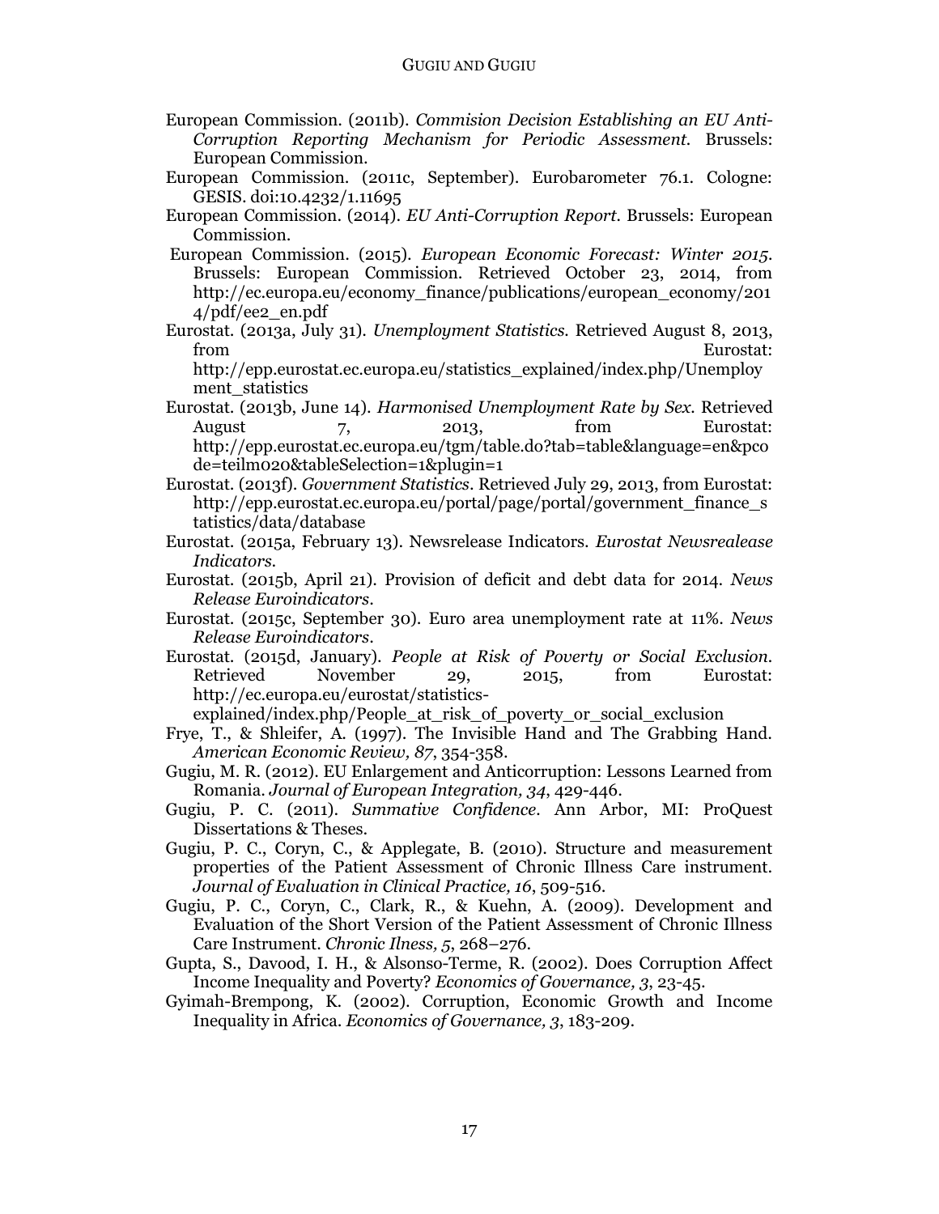European Commission. (2011b). *Commision Decision Establishing an EU Anti-Corruption Reporting Mechanism for Periodic Assessment*. Brussels: European Commission.

European Commission. (2011c, September). Eurobarometer 76.1. Cologne: GESIS. doi:10.4232/1.11695

European Commission. (2014). *EU Anti-Corruption Report*. Brussels: European Commission.

European Commission. (2015). *European Economic Forecast: Winter 2015*. Brussels: European Commission. Retrieved October 23, 2014, from http://ec.europa.eu/economy_finance/publications/european_economy/2014/pdf/ee2_en.pdf

Eurostat. (2013a, July 31). *Unemployment Statistics*. Retrieved August 8, 2013, from Eurostat: http://epp.eurostat.ec.europa.eu/statistics_explained/index.php/Unemployment_statistics

Eurostat. (2013b, June 14). *Harmonised Unemployment Rate by Sex*. Retrieved August 7, 2013, from Eurostat: http://epp.eurostat.ec.europa.eu/tgm/table.do?tab=table&language=en&pcode=teilm020&tableSelection=1&plugin=1

Eurostat. (2013f). *Government Statistics*. Retrieved July 29, 2013, from Eurostat: http://epp.eurostat.ec.europa.eu/portal/page/portal/government_finance_statistics/data/database

Eurostat. (2015a, February 13). Newsrelease Indicators. *Eurostat Newsrealease Indicators*.

Eurostat. (2015b, April 21). Provision of deficit and debt data for 2014. *News Release Euroindicators*.

Eurostat. (2015c, September 30). Euro area unemployment rate at 11%. *News Release Euroindicators*.

Eurostat. (2015d, January). *People at Risk of Poverty or Social Exclusion*. Retrieved November 29, 2015, from Eurostat: http://ec.europa.eu/eurostat/statistics-explained/index.php/People_at_risk_of_poverty_or_social_exclusion

Frye, T., & Shleifer, A. (1997). The Invisible Hand and The Grabbing Hand. *American Economic Review, 87*, 354-358.

Gugiu, M. R. (2012). EU Enlargement and Anticorruption: Lessons Learned from Romania. *Journal of European Integration, 34*, 429-446.

Gugiu, P. C. (2011). *Summative Confidence*. Ann Arbor, MI: ProQuest Dissertations & Theses.

Gugiu, P. C., Coryn, C., & Applegate, B. (2010). Structure and measurement properties of the Patient Assessment of Chronic Illness Care instrument. *Journal of Evaluation in Clinical Practice, 16*, 509-516.

Gugiu, P. C., Coryn, C., Clark, R., & Kuehn, A. (2009). Development and Evaluation of the Short Version of the Patient Assessment of Chronic Illness Care Instrument. *Chronic Ilness, 5*, 268–276.

Gupta, S., Davood, I. H., & Alsonso-Terme, R. (2002). Does Corruption Affect Income Inequality and Poverty? *Economics of Governance, 3*, 23-45.

Gyimah-Brempong, K. (2002). Corruption, Economic Growth and Income Inequality in Africa. *Economics of Governance, 3*, 183-209.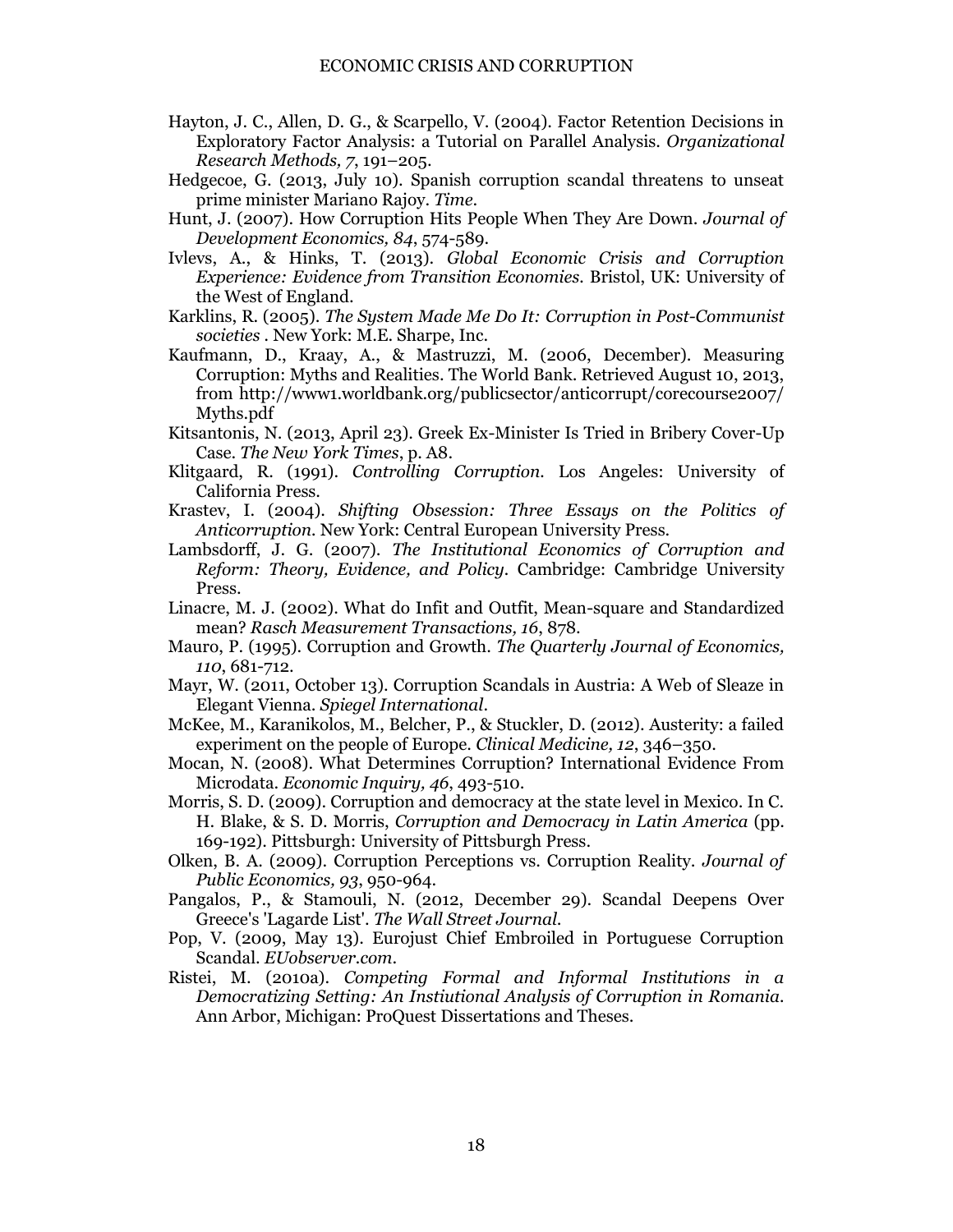Hayton, J. C., Allen, D. G., & Scarpello, V. (2004). Factor Retention Decisions in Exploratory Factor Analysis: a Tutorial on Parallel Analysis. *Organizational Research Methods, 7*, 191–205.

Hedgecoe, G. (2013, July 10). Spanish corruption scandal threatens to unseat prime minister Mariano Rajoy. *Time*.

Hunt, J. (2007). How Corruption Hits People When They Are Down. *Journal of Development Economics, 84*, 574-589.

Ivlevs, A., & Hinks, T. (2013). *Global Economic Crisis and Corruption Experience: Evidence from Transition Economies*. Bristol, UK: University of the West of England.

Karklins, R. (2005). *The System Made Me Do It: Corruption in Post-Communist societies* . New York: M.E. Sharpe, Inc.

Kaufmann, D., Kraay, A., & Mastruzzi, M. (2006, December). Measuring Corruption: Myths and Realities. The World Bank. Retrieved August 10, 2013, from http://www1.worldbank.org/publicsector/anticorrupt/corecourse2007/Myths.pdf

Kitsantonis, N. (2013, April 23). Greek Ex-Minister Is Tried in Bribery Cover-Up Case. *The New York Times*, p. A8.

Klitgaard, R. (1991). *Controlling Corruption*. Los Angeles: University of California Press.

Krastev, I. (2004). *Shifting Obsession: Three Essays on the Politics of Anticorruption*. New York: Central European University Press.

Lambsdorff, J. G. (2007). *The Institutional Economics of Corruption and Reform: Theory, Evidence, and Policy*. Cambridge: Cambridge University Press.

Linacre, M. J. (2002). What do Infit and Outfit, Mean-square and Standardized mean? *Rasch Measurement Transactions, 16*, 878.

Mauro, P. (1995). Corruption and Growth. *The Quarterly Journal of Economics, 110*, 681-712.

Mayr, W. (2011, October 13). Corruption Scandals in Austria: A Web of Sleaze in Elegant Vienna. *Spiegel International*.

McKee, M., Karanikolos, M., Belcher, P., & Stuckler, D. (2012). Austerity: a failed experiment on the people of Europe. *Clinical Medicine, 12*, 346–350.

Mocan, N. (2008). What Determines Corruption? International Evidence From Microdata. *Economic Inquiry, 46*, 493-510.

Morris, S. D. (2009). Corruption and democracy at the state level in Mexico. In C. H. Blake, & S. D. Morris, *Corruption and Democracy in Latin America* (pp. 169-192). Pittsburgh: University of Pittsburgh Press.

Olken, B. A. (2009). Corruption Perceptions vs. Corruption Reality. *Journal of Public Economics, 93*, 950-964.

Pangalos, P., & Stamouli, N. (2012, December 29). Scandal Deepens Over Greece's 'Lagarde List'. *The Wall Street Journal*.

Pop, V. (2009, May 13). Eurojust Chief Embroiled in Portuguese Corruption Scandal. *EUobserver.com*.

Ristei, M. (2010a). *Competing Formal and Informal Institutions in a Democratizing Setting: An Instiutional Analysis of Corruption in Romania*. Ann Arbor, Michigan: ProQuest Dissertations and Theses.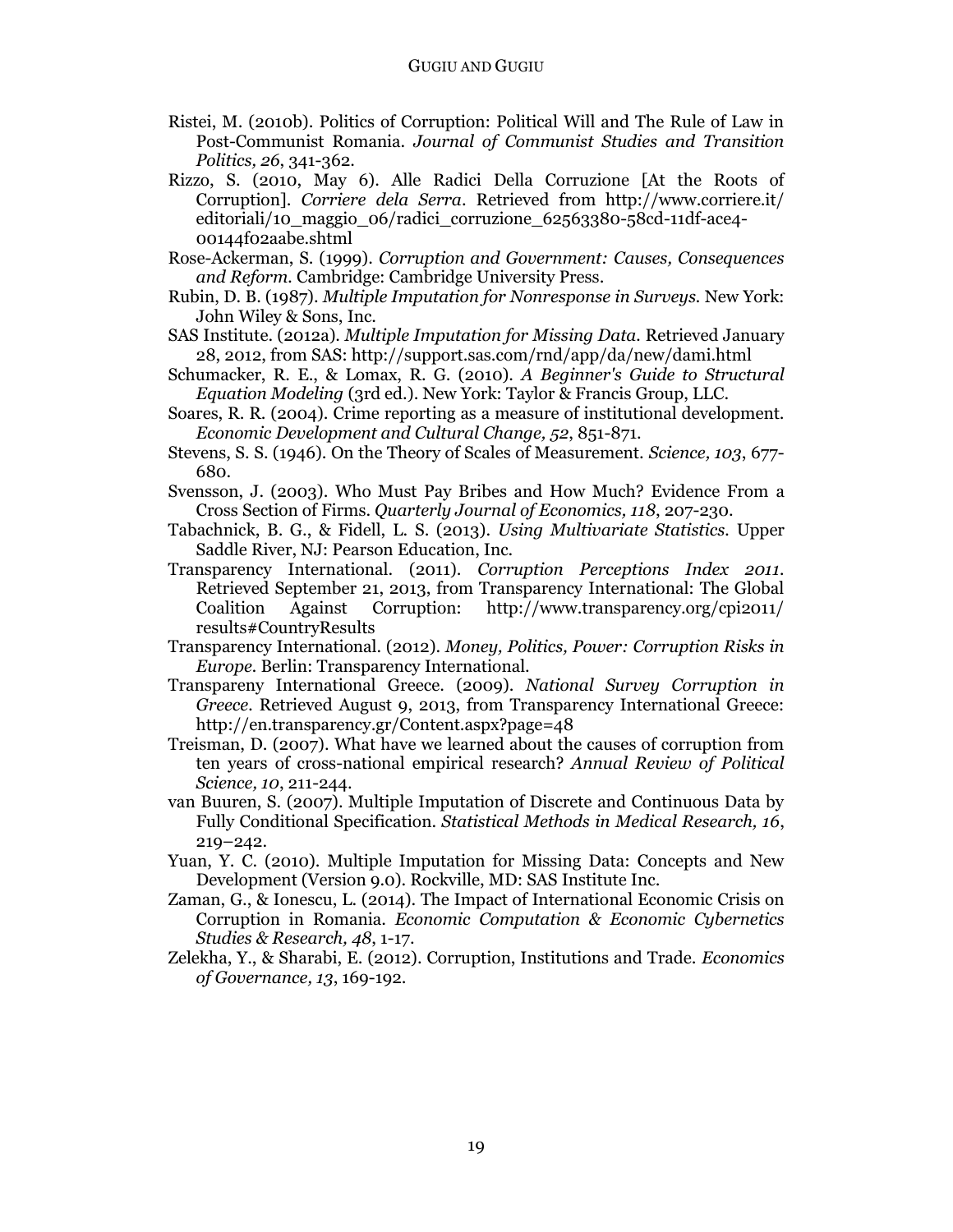Ristei, M. (2010b). Politics of Corruption: Political Will and The Rule of Law in Post-Communist Romania. *Journal of Communist Studies and Transition Politics, 26*, 341-362.

Rizzo, S. (2010, May 6). Alle Radici Della Corruzione [At the Roots of Corruption]. *Corriere dela Serra*. Retrieved from http://www.corriere.it/editoriali/10_maggio_06/radici_corruzione_62563380-58cd-11df-ace4-00144f02aabe.shtml

Rose-Ackerman, S. (1999). *Corruption and Government: Causes, Consequences and Reform*. Cambridge: Cambridge University Press.

Rubin, D. B. (1987). *Multiple Imputation for Nonresponse in Surveys*. New York: John Wiley & Sons, Inc.

SAS Institute. (2012a). *Multiple Imputation for Missing Data*. Retrieved January 28, 2012, from SAS: http://support.sas.com/rnd/app/da/new/dami.html

Schumacker, R. E., & Lomax, R. G. (2010). *A Beginner's Guide to Structural Equation Modeling* (3rd ed.). New York: Taylor & Francis Group, LLC.

Soares, R. R. (2004). Crime reporting as a measure of institutional development. *Economic Development and Cultural Change, 52*, 851-871.

Stevens, S. S. (1946). On the Theory of Scales of Measurement. *Science, 103*, 677-680.

Svensson, J. (2003). Who Must Pay Bribes and How Much? Evidence From a Cross Section of Firms. *Quarterly Journal of Economics, 118*, 207-230.

Tabachnick, B. G., & Fidell, L. S. (2013). *Using Multivariate Statistics*. Upper Saddle River, NJ: Pearson Education, Inc.

Transparency International. (2011). *Corruption Perceptions Index 2011*. Retrieved September 21, 2013, from Transparency International: The Global Coalition Against Corruption: http://www.transparency.org/cpi2011/results#CountryResults

Transparency International. (2012). *Money, Politics, Power: Corruption Risks in Europe*. Berlin: Transparency International.

Transpareny International Greece. (2009). *National Survey Corruption in Greece*. Retrieved August 9, 2013, from Transparency International Greece: http://en.transparency.gr/Content.aspx?page=48

Treisman, D. (2007). What have we learned about the causes of corruption from ten years of cross-national empirical research? *Annual Review of Political Science, 10*, 211-244.

van Buuren, S. (2007). Multiple Imputation of Discrete and Continuous Data by Fully Conditional Specification. *Statistical Methods in Medical Research, 16*, 219–242.

Yuan, Y. C. (2010). Multiple Imputation for Missing Data: Concepts and New Development (Version 9.0). Rockville, MD: SAS Institute Inc.

Zaman, G., & Ionescu, L. (2014). The Impact of International Economic Crisis on Corruption in Romania. *Economic Computation & Economic Cybernetics Studies & Research, 48*, 1-17.

Zelekha, Y., & Sharabi, E. (2012). Corruption, Institutions and Trade. *Economics of Governance, 13*, 169-192.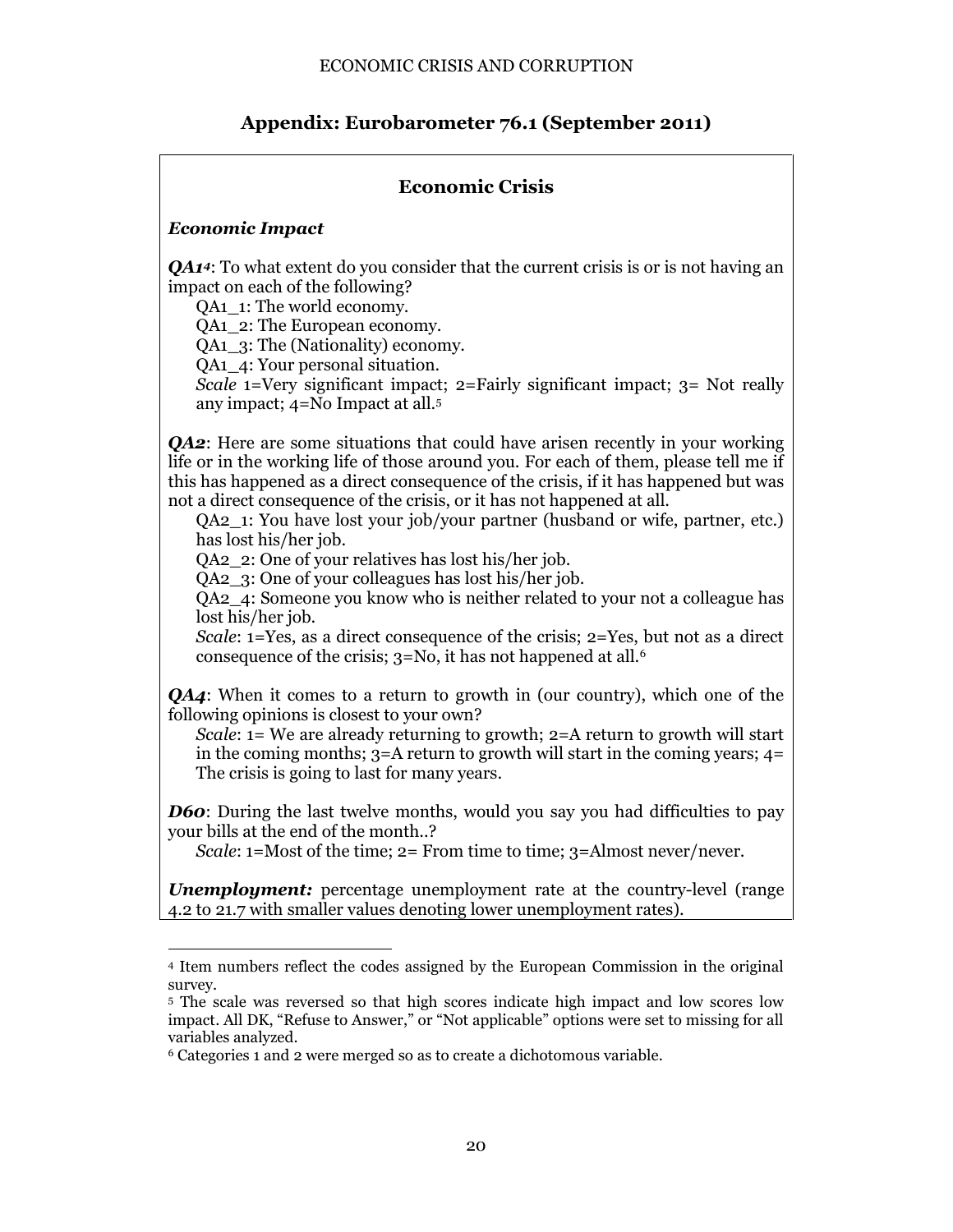## Appendix: Eurobarometer 76.1 (September 2011)

### Economic Crisis

***Economic Impact***

***QA1***[4]: To what extent do you consider that the current crisis is or is not having an impact on each of the following?

- QA1_1: The world economy.
- QA1_2: The European economy.
- QA1_3: The (Nationality) economy.
- QA1_4: Your personal situation.
- *Scale* 1=Very significant impact; 2=Fairly significant impact; 3= Not really any impact; 4=No Impact at all.[5]

***QA2***: Here are some situations that could have arisen recently in your working life or in the working life of those around you. For each of them, please tell me if this has happened as a direct consequence of the crisis, if it has happened but was not a direct consequence of the crisis, or it has not happened at all.

- QA2_1: You have lost your job/your partner (husband or wife, partner, etc.) has lost his/her job.
- QA2_2: One of your relatives has lost his/her job.
- QA2_3: One of your colleagues has lost his/her job.
- QA2_4: Someone you know who is neither related to your not a colleague has lost his/her job.
- *Scale*: 1=Yes, as a direct consequence of the crisis; 2=Yes, but not as a direct consequence of the crisis; 3=No, it has not happened at all.[6]

***QA4***: When it comes to a return to growth in (our country), which one of the following opinions is closest to your own?

- *Scale*: 1= We are already returning to growth; 2=A return to growth will start in the coming months; 3=A return to growth will start in the coming years; 4= The crisis is going to last for many years.

***D60***: During the last twelve months, would you say you had difficulties to pay your bills at the end of the month..?

- *Scale*: 1=Most of the time; 2= From time to time; 3=Almost never/never.

***Unemployment:*** percentage unemployment rate at the country-level (range 4.2 to 21.7 with smaller values denoting lower unemployment rates).

---

[4] Item numbers reflect the codes assigned by the European Commission in the original survey.

[5] The scale was reversed so that high scores indicate high impact and low scores low impact. All DK, "Refuse to Answer," or "Not applicable" options were set to missing for all variables analyzed.

[6] Categories 1 and 2 were merged so as to create a dichotomous variable.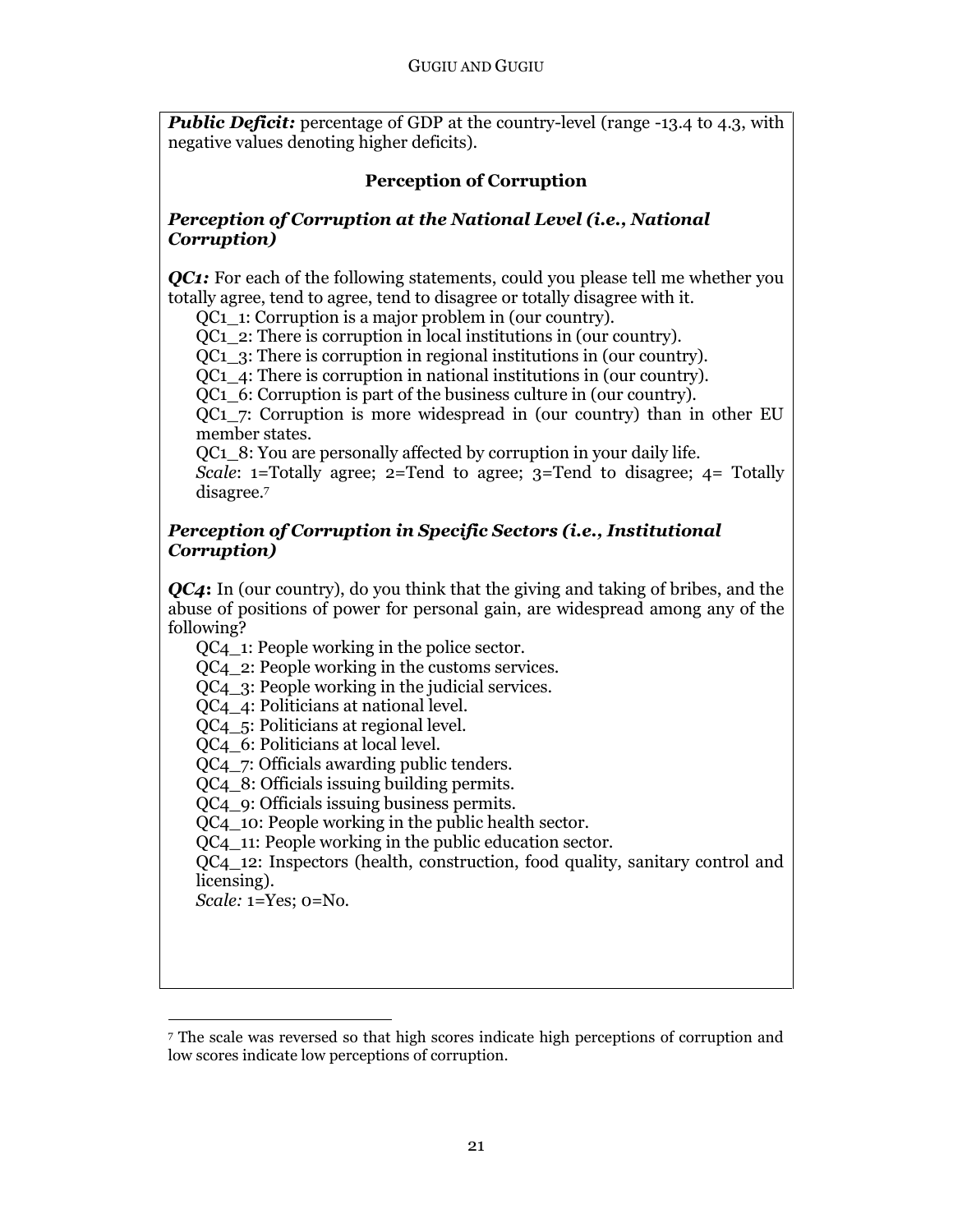***Public Deficit:*** percentage of GDP at the country-level (range -13.4 to 4.3, with negative values denoting higher deficits).

## Perception of Corruption

### *Perception of Corruption at the National Level (i.e., National Corruption)*

***QC1:*** For each of the following statements, could you please tell me whether you totally agree, tend to agree, tend to disagree or totally disagree with it.

- QC1_1: Corruption is a major problem in (our country).
- QC1_2: There is corruption in local institutions in (our country).
- QC1_3: There is corruption in regional institutions in (our country).
- QC1_4: There is corruption in national institutions in (our country).
- QC1_6: Corruption is part of the business culture in (our country).
- QC1_7: Corruption is more widespread in (our country) than in other EU member states.
- QC1_8: You are personally affected by corruption in your daily life.
- *Scale*: 1=Totally agree; 2=Tend to agree; 3=Tend to disagree; 4= Totally disagree.[7]

### *Perception of Corruption in Specific Sectors (i.e., Institutional Corruption)*

***QC4*****:** In (our country), do you think that the giving and taking of bribes, and the abuse of positions of power for personal gain, are widespread among any of the following?

- QC4_1: People working in the police sector.
- QC4_2: People working in the customs services.
- QC4_3: People working in the judicial services.
- QC4_4: Politicians at national level.
- QC4_5: Politicians at regional level.
- QC4_6: Politicians at local level.
- QC4_7: Officials awarding public tenders.
- QC4_8: Officials issuing building permits.
- QC4_9: Officials issuing business permits.
- QC4_10: People working in the public health sector.
- QC4_11: People working in the public education sector.
- QC4_12: Inspectors (health, construction, food quality, sanitary control and licensing).
- *Scale:* 1=Yes; 0=No.

---

[7] The scale was reversed so that high scores indicate high perceptions of corruption and low scores indicate low perceptions of corruption.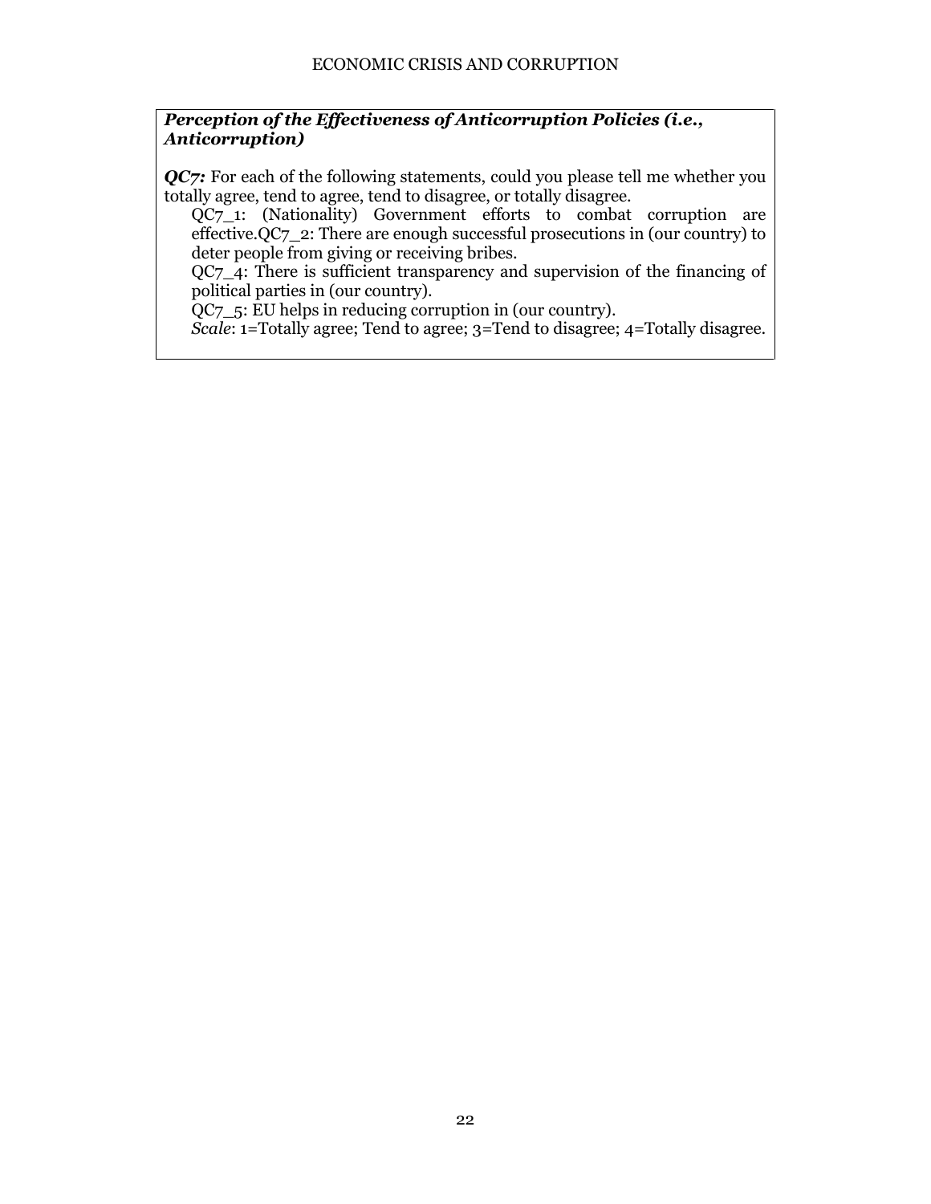***Perception of the Effectiveness of Anticorruption Policies (i.e., Anticorruption)***

***QC7:*** For each of the following statements, could you please tell me whether you totally agree, tend to agree, tend to disagree, or totally disagree.

QC7_1: (Nationality) Government efforts to combat corruption are effective.QC7_2: There are enough successful prosecutions in (our country) to deter people from giving or receiving bribes.

QC7_4: There is sufficient transparency and supervision of the financing of political parties in (our country).

QC7_5: EU helps in reducing corruption in (our country).

*Scale*: 1=Totally agree; Tend to agree; 3=Tend to disagree; 4=Totally disagree.